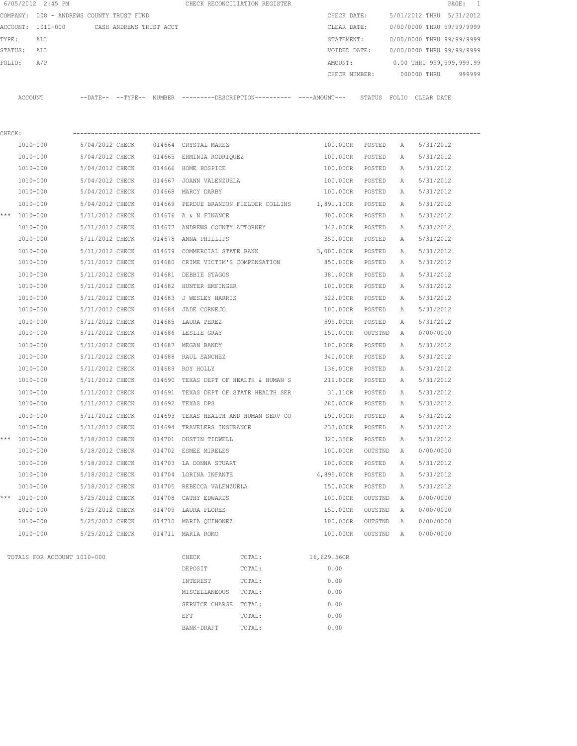6/05/2012 2:45 PM CHECK RECONCILIATION REGISTER

COMPANY: 008 - ANDREWS COUNTY TRUST FUND
ACCOUNT: 1010-000 CASH ANDREWS TRUST ACCT
TYPE: ALL
STATUS: ALL
FOLIO: A/P

CHECK DATE: 5/01/2012 THRU 5/31/2012
CLEAR DATE: 0/00/0000 THRU 99/99/9999
STATEMENT: 0/00/0000 THRU 99/99/9999
VOIDED DATE: 0/00/0000 THRU 99/99/9999
AMOUNT: 0.00 THRU 999,999,999.99
CHECK NUMBER: 000000 THRU 999999

CHECK:

| | ACCOUNT | --DATE-- | --TYPE-- | NUMBER | ---------DESCRIPTION---------- | ----AMOUNT--- | STATUS | FOLIO | CLEAR DATE |
|---|---|---|---|---|---|---|---|---|---|
| | 1010-000 | 5/04/2012 | CHECK | 014664 | CRYSTAL MAREZ | 100.00CR | POSTED | A | 5/31/2012 |
| | 1010-000 | 5/04/2012 | CHECK | 014665 | ERMINIA RODRIQUEZ | 100.00CR | POSTED | A | 5/31/2012 |
| | 1010-000 | 5/04/2012 | CHECK | 014666 | HOME HOSPICE | 100.00CR | POSTED | A | 5/31/2012 |
| | 1010-000 | 5/04/2012 | CHECK | 014667 | JOANN VALENZUELA | 100.00CR | POSTED | A | 5/31/2012 |
| | 1010-000 | 5/04/2012 | CHECK | 014668 | MARCY DARBY | 100.00CR | POSTED | A | 5/31/2012 |
| | 1010-000 | 5/04/2012 | CHECK | 014669 | PERDUE BRANDON FIELDER COLLINS | 1,891.10CR | POSTED | A | 5/31/2012 |
| *** | 1010-000 | 5/11/2012 | CHECK | 014676 | A & N FINANCE | 300.00CR | POSTED | A | 5/31/2012 |
| | 1010-000 | 5/11/2012 | CHECK | 014677 | ANDREWS COUNTY ATTORNEY | 342.00CR | POSTED | A | 5/31/2012 |
| | 1010-000 | 5/11/2012 | CHECK | 014678 | ANNA PHILLIPS | 350.00CR | POSTED | A | 5/31/2012 |
| | 1010-000 | 5/11/2012 | CHECK | 014679 | COMMERCIAL STATE BANK | 3,000.00CR | POSTED | A | 5/31/2012 |
| | 1010-000 | 5/11/2012 | CHECK | 014680 | CRIME VICTIM'S COMPENSATION | 850.00CR | POSTED | A | 5/31/2012 |
| | 1010-000 | 5/11/2012 | CHECK | 014681 | DEBBIE STAGGS | 381.00CR | POSTED | A | 5/31/2012 |
| | 1010-000 | 5/11/2012 | CHECK | 014682 | HUNTER EMFINGER | 100.00CR | POSTED | A | 5/31/2012 |
| | 1010-000 | 5/11/2012 | CHECK | 014683 | J WESLEY HARRIS | 522.00CR | POSTED | A | 5/31/2012 |
| | 1010-000 | 5/11/2012 | CHECK | 014684 | JADE CORNEJO | 100.00CR | POSTED | A | 5/31/2012 |
| | 1010-000 | 5/11/2012 | CHECK | 014685 | LAURA PEREZ | 599.00CR | POSTED | A | 5/31/2012 |
| | 1010-000 | 5/11/2012 | CHECK | 014686 | LESLIE GRAY | 150.00CR | OUTSTND | A | 0/00/0000 |
| | 1010-000 | 5/11/2012 | CHECK | 014687 | MEGAN BANDY | 100.00CR | POSTED | A | 5/31/2012 |
| | 1010-000 | 5/11/2012 | CHECK | 014688 | RAUL SANCHEZ | 340.00CR | POSTED | A | 5/31/2012 |
| | 1010-000 | 5/11/2012 | CHECK | 014689 | ROY HOLLY | 136.00CR | POSTED | A | 5/31/2012 |
| | 1010-000 | 5/11/2012 | CHECK | 014690 | TEXAS DEPT OF HEALTH & HUMAN S | 219.00CR | POSTED | A | 5/31/2012 |
| | 1010-000 | 5/11/2012 | CHECK | 014691 | TEXAS DEPT OF STATE HEALTH SER | 31.11CR | POSTED | A | 5/31/2012 |
| | 1010-000 | 5/11/2012 | CHECK | 014692 | TEXAS DPS | 280.00CR | POSTED | A | 5/31/2012 |
| | 1010-000 | 5/11/2012 | CHECK | 014693 | TEXAS HEALTH AND HUMAN SERV CO | 190.00CR | POSTED | A | 5/31/2012 |
| | 1010-000 | 5/11/2012 | CHECK | 014694 | TRAVELERS INSURANCE | 233.00CR | POSTED | A | 5/31/2012 |
| *** | 1010-000 | 5/18/2012 | CHECK | 014701 | DUSTIN TIDWELL | 320.35CR | POSTED | A | 5/31/2012 |
| | 1010-000 | 5/18/2012 | CHECK | 014702 | ESMEE MIRELES | 100.00CR | OUTSTND | A | 0/00/0000 |
| | 1010-000 | 5/18/2012 | CHECK | 014703 | LA DONNA STUART | 100.00CR | POSTED | A | 5/31/2012 |
| | 1010-000 | 5/18/2012 | CHECK | 014704 | LORINA INFANTE | 4,895.00CR | POSTED | A | 5/31/2012 |
| | 1010-000 | 5/18/2012 | CHECK | 014705 | REBECCA VALENZUELA | 150.00CR | POSTED | A | 5/31/2012 |
| *** | 1010-000 | 5/25/2012 | CHECK | 014708 | CATHY EDWARDS | 100.00CR | OUTSTND | A | 0/00/0000 |
| | 1010-000 | 5/25/2012 | CHECK | 014709 | LAURA FLORES | 150.00CR | OUTSTND | A | 0/00/0000 |
| | 1010-000 | 5/25/2012 | CHECK | 014710 | MARIA QUINONEZ | 100.00CR | OUTSTND | A | 0/00/0000 |
| | 1010-000 | 5/25/2012 | CHECK | 014711 | MARIA ROMO | 100.00CR | OUTSTND | A | 0/00/0000 |

TOTALS FOR ACCOUNT 1010-000

| | | |
|---|---|---|
| CHECK | TOTAL: | 16,629.56CR |
| DEPOSIT | TOTAL: | 0.00 |
| INTEREST | TOTAL: | 0.00 |
| MISCELLANEOUS | TOTAL: | 0.00 |
| SERVICE CHARGE | TOTAL: | 0.00 |
| EFT | TOTAL: | 0.00 |
| BANK-DRAFT | TOTAL: | 0.00 |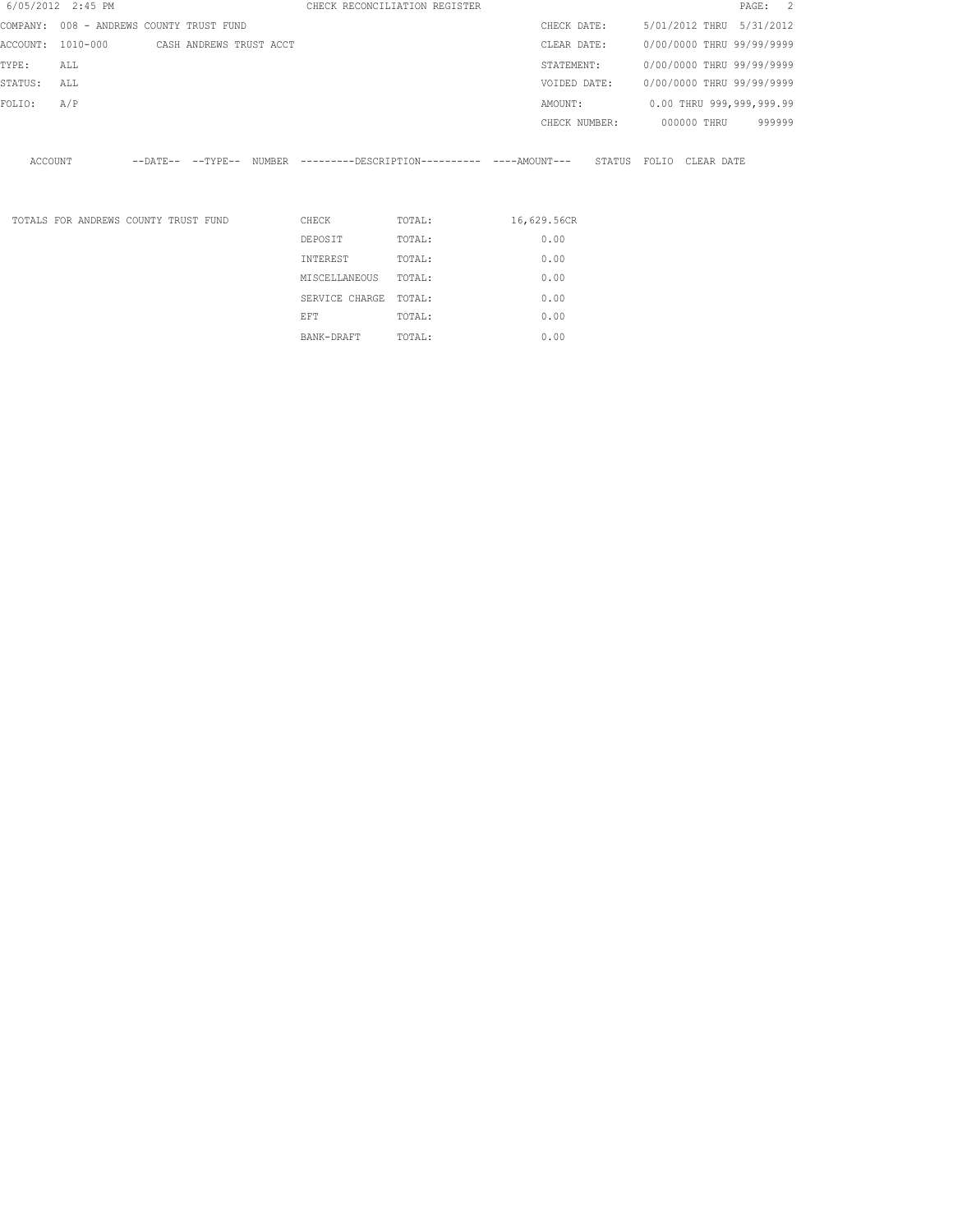6/05/2012 2:45 PM CHECK RECONCILIATION REGISTER

COMPANY: 008 - ANDREWS COUNTY TRUST FUND

ACCOUNT: 1010-000 CASH ANDREWS TRUST ACCT

TYPE: ALL

STATUS: ALL

FOLIO: A/P

CHECK DATE: 5/01/2012 THRU 5/31/2012

CLEAR DATE: 0/00/0000 THRU 99/99/9999

STATEMENT: 0/00/0000 THRU 99/99/9999

VOIDED DATE: 0/00/0000 THRU 99/99/9999

AMOUNT: 0.00 THRU 999,999,999.99

CHECK NUMBER: 000000 THRU 999999

| ACCOUNT | --DATE-- | --TYPE-- | NUMBER | ---------DESCRIPTION---------- | ----AMOUNT--- | STATUS | FOLIO | CLEAR DATE |
|---|---|---|---|---|---|---|---|---|

| TOTALS FOR ANDREWS COUNTY TRUST FUND | | | |
|---|---|---|---|
| | CHECK | TOTAL: | 16,629.56CR |
| | DEPOSIT | TOTAL: | 0.00 |
| | INTEREST | TOTAL: | 0.00 |
| | MISCELLANEOUS | TOTAL: | 0.00 |
| | SERVICE CHARGE | TOTAL: | 0.00 |
| | EFT | TOTAL: | 0.00 |
| | BANK-DRAFT | TOTAL: | 0.00 |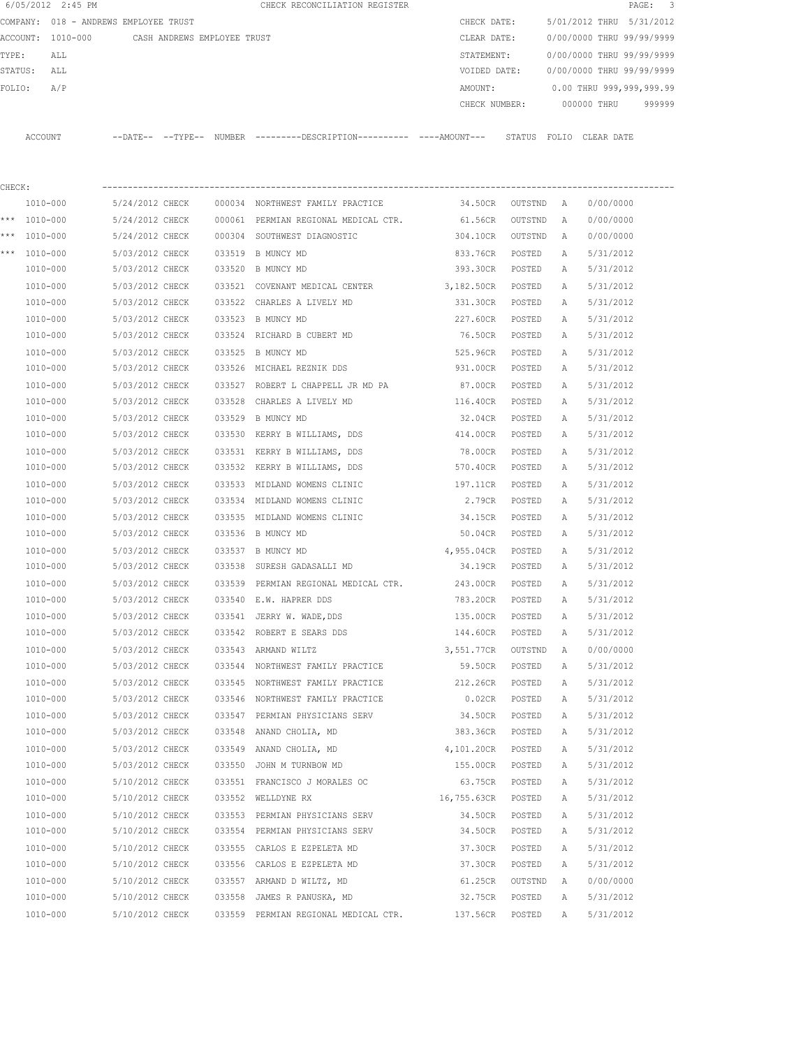6/05/2012 2:45 PM CHECK RECONCILIATION REGISTER

COMPANY: 018 - ANDREWS EMPLOYEE TRUST

ACCOUNT: 1010-000 CASH ANDREWS EMPLOYEE TRUST

TYPE: ALL

STATUS: ALL

FOLIO: A/P

CHECK DATE: 5/01/2012 THRU 5/31/2012

CLEAR DATE: 0/00/0000 THRU 99/99/9999

STATEMENT: 0/00/0000 THRU 99/99/9999

VOIDED DATE: 0/00/0000 THRU 99/99/9999

AMOUNT: 0.00 THRU 999,999,999.99

CHECK NUMBER: 000000 THRU 999999

CHECK:

| | ACCOUNT | --DATE-- | --TYPE-- | NUMBER | ---------DESCRIPTION---------- | ----AMOUNT--- | STATUS | FOLIO | CLEAR DATE |
|---|---|---|---|---|---|---|---|---|---|
| | 1010-000 | 5/24/2012 | CHECK | 000034 | NORTHWEST FAMILY PRACTICE | 34.50CR | OUTSTND | A | 0/00/0000 |
| *** | 1010-000 | 5/24/2012 | CHECK | 000061 | PERMIAN REGIONAL MEDICAL CTR. | 61.56CR | OUTSTND | A | 0/00/0000 |
| *** | 1010-000 | 5/24/2012 | CHECK | 000304 | SOUTHWEST DIAGNOSTIC | 304.10CR | OUTSTND | A | 0/00/0000 |
| *** | 1010-000 | 5/03/2012 | CHECK | 033519 | B MUNCY MD | 833.76CR | POSTED | A | 5/31/2012 |
| | 1010-000 | 5/03/2012 | CHECK | 033520 | B MUNCY MD | 393.30CR | POSTED | A | 5/31/2012 |
| | 1010-000 | 5/03/2012 | CHECK | 033521 | COVENANT MEDICAL CENTER | 3,182.50CR | POSTED | A | 5/31/2012 |
| | 1010-000 | 5/03/2012 | CHECK | 033522 | CHARLES A LIVELY MD | 331.30CR | POSTED | A | 5/31/2012 |
| | 1010-000 | 5/03/2012 | CHECK | 033523 | B MUNCY MD | 227.60CR | POSTED | A | 5/31/2012 |
| | 1010-000 | 5/03/2012 | CHECK | 033524 | RICHARD B CUBERT MD | 76.50CR | POSTED | A | 5/31/2012 |
| | 1010-000 | 5/03/2012 | CHECK | 033525 | B MUNCY MD | 525.96CR | POSTED | A | 5/31/2012 |
| | 1010-000 | 5/03/2012 | CHECK | 033526 | MICHAEL REZNIK DDS | 931.00CR | POSTED | A | 5/31/2012 |
| | 1010-000 | 5/03/2012 | CHECK | 033527 | ROBERT L CHAPPELL JR MD PA | 87.00CR | POSTED | A | 5/31/2012 |
| | 1010-000 | 5/03/2012 | CHECK | 033528 | CHARLES A LIVELY MD | 116.40CR | POSTED | A | 5/31/2012 |
| | 1010-000 | 5/03/2012 | CHECK | 033529 | B MUNCY MD | 32.04CR | POSTED | A | 5/31/2012 |
| | 1010-000 | 5/03/2012 | CHECK | 033530 | KERRY B WILLIAMS, DDS | 414.00CR | POSTED | A | 5/31/2012 |
| | 1010-000 | 5/03/2012 | CHECK | 033531 | KERRY B WILLIAMS, DDS | 78.00CR | POSTED | A | 5/31/2012 |
| | 1010-000 | 5/03/2012 | CHECK | 033532 | KERRY B WILLIAMS, DDS | 570.40CR | POSTED | A | 5/31/2012 |
| | 1010-000 | 5/03/2012 | CHECK | 033533 | MIDLAND WOMENS CLINIC | 197.11CR | POSTED | A | 5/31/2012 |
| | 1010-000 | 5/03/2012 | CHECK | 033534 | MIDLAND WOMENS CLINIC | 2.79CR | POSTED | A | 5/31/2012 |
| | 1010-000 | 5/03/2012 | CHECK | 033535 | MIDLAND WOMENS CLINIC | 34.15CR | POSTED | A | 5/31/2012 |
| | 1010-000 | 5/03/2012 | CHECK | 033536 | B MUNCY MD | 50.04CR | POSTED | A | 5/31/2012 |
| | 1010-000 | 5/03/2012 | CHECK | 033537 | B MUNCY MD | 4,955.04CR | POSTED | A | 5/31/2012 |
| | 1010-000 | 5/03/2012 | CHECK | 033538 | SURESH GADASALLI MD | 34.19CR | POSTED | A | 5/31/2012 |
| | 1010-000 | 5/03/2012 | CHECK | 033539 | PERMIAN REGIONAL MEDICAL CTR. | 243.00CR | POSTED | A | 5/31/2012 |
| | 1010-000 | 5/03/2012 | CHECK | 033540 | E.W. HAPRER DDS | 783.20CR | POSTED | A | 5/31/2012 |
| | 1010-000 | 5/03/2012 | CHECK | 033541 | JERRY W. WADE,DDS | 135.00CR | POSTED | A | 5/31/2012 |
| | 1010-000 | 5/03/2012 | CHECK | 033542 | ROBERT E SEARS DDS | 144.60CR | POSTED | A | 5/31/2012 |
| | 1010-000 | 5/03/2012 | CHECK | 033543 | ARMAND WILTZ | 3,551.77CR | OUTSTND | A | 0/00/0000 |
| | 1010-000 | 5/03/2012 | CHECK | 033544 | NORTHWEST FAMILY PRACTICE | 59.50CR | POSTED | A | 5/31/2012 |
| | 1010-000 | 5/03/2012 | CHECK | 033545 | NORTHWEST FAMILY PRACTICE | 212.26CR | POSTED | A | 5/31/2012 |
| | 1010-000 | 5/03/2012 | CHECK | 033546 | NORTHWEST FAMILY PRACTICE | 0.02CR | POSTED | A | 5/31/2012 |
| | 1010-000 | 5/03/2012 | CHECK | 033547 | PERMIAN PHYSICIANS SERV | 34.50CR | POSTED | A | 5/31/2012 |
| | 1010-000 | 5/03/2012 | CHECK | 033548 | ANAND CHOLIA, MD | 383.36CR | POSTED | A | 5/31/2012 |
| | 1010-000 | 5/03/2012 | CHECK | 033549 | ANAND CHOLIA, MD | 4,101.20CR | POSTED | A | 5/31/2012 |
| | 1010-000 | 5/03/2012 | CHECK | 033550 | JOHN M TURNBOW MD | 155.00CR | POSTED | A | 5/31/2012 |
| | 1010-000 | 5/10/2012 | CHECK | 033551 | FRANCISCO J MORALES OC | 63.75CR | POSTED | A | 5/31/2012 |
| | 1010-000 | 5/10/2012 | CHECK | 033552 | WELLDYNE RX | 16,755.63CR | POSTED | A | 5/31/2012 |
| | 1010-000 | 5/10/2012 | CHECK | 033553 | PERMIAN PHYSICIANS SERV | 34.50CR | POSTED | A | 5/31/2012 |
| | 1010-000 | 5/10/2012 | CHECK | 033554 | PERMIAN PHYSICIANS SERV | 34.50CR | POSTED | A | 5/31/2012 |
| | 1010-000 | 5/10/2012 | CHECK | 033555 | CARLOS E EZPELETA MD | 37.30CR | POSTED | A | 5/31/2012 |
| | 1010-000 | 5/10/2012 | CHECK | 033556 | CARLOS E EZPELETA MD | 37.30CR | POSTED | A | 5/31/2012 |
| | 1010-000 | 5/10/2012 | CHECK | 033557 | ARMAND D WILTZ, MD | 61.25CR | OUTSTND | A | 0/00/0000 |
| | 1010-000 | 5/10/2012 | CHECK | 033558 | JAMES R PANUSKA, MD | 32.75CR | POSTED | A | 5/31/2012 |
| | 1010-000 | 5/10/2012 | CHECK | 033559 | PERMIAN REGIONAL MEDICAL CTR. | 137.56CR | POSTED | A | 5/31/2012 |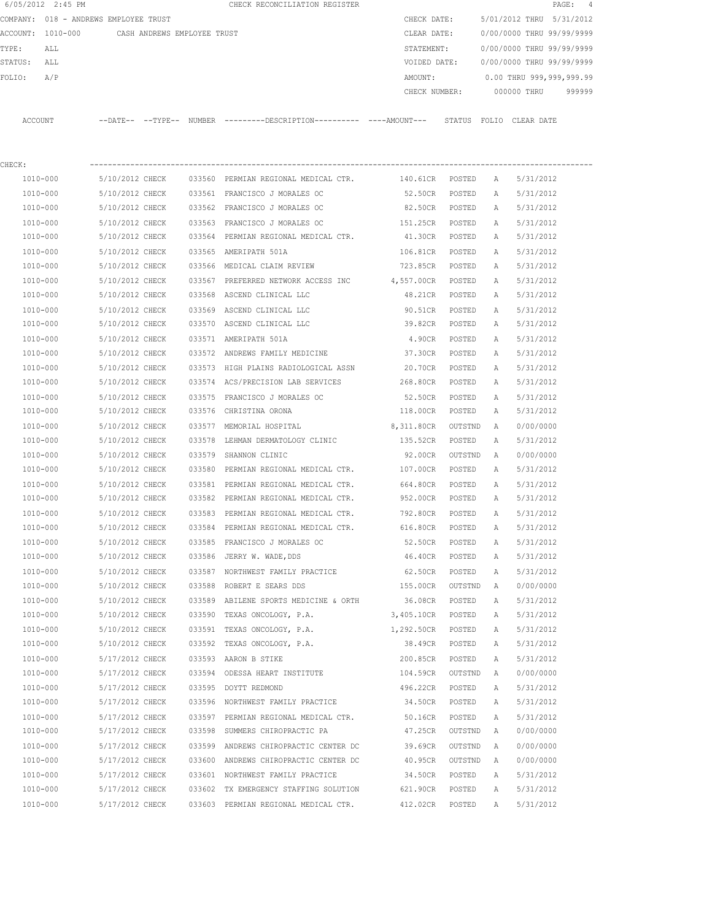6/05/2012 2:45 PM CHECK RECONCILIATION REGISTER

COMPANY: 018 - ANDREWS EMPLOYEE TRUST

ACCOUNT: 1010-000 CASH ANDREWS EMPLOYEE TRUST

TYPE: ALL

STATUS: ALL

FOLIO: A/P

CHECK DATE: 5/01/2012 THRU 5/31/2012

CLEAR DATE: 0/00/0000 THRU 99/99/9999

STATEMENT: 0/00/0000 THRU 99/99/9999

VOIDED DATE: 0/00/0000 THRU 99/99/9999

AMOUNT: 0.00 THRU 999,999,999.99

CHECK NUMBER: 000000 THRU 999999

CHECK:

| ACCOUNT | --DATE-- | --TYPE-- | NUMBER | ---------DESCRIPTION---------- | ----AMOUNT--- | STATUS | FOLIO | CLEAR DATE |
|---|---|---|---|---|---|---|---|---|
| 1010-000 | 5/10/2012 | CHECK | 033560 | PERMIAN REGIONAL MEDICAL CTR. | 140.61CR | POSTED | A | 5/31/2012 |
| 1010-000 | 5/10/2012 | CHECK | 033561 | FRANCISCO J MORALES OC | 52.50CR | POSTED | A | 5/31/2012 |
| 1010-000 | 5/10/2012 | CHECK | 033562 | FRANCISCO J MORALES OC | 82.50CR | POSTED | A | 5/31/2012 |
| 1010-000 | 5/10/2012 | CHECK | 033563 | FRANCISCO J MORALES OC | 151.25CR | POSTED | A | 5/31/2012 |
| 1010-000 | 5/10/2012 | CHECK | 033564 | PERMIAN REGIONAL MEDICAL CTR. | 41.30CR | POSTED | A | 5/31/2012 |
| 1010-000 | 5/10/2012 | CHECK | 033565 | AMERIPATH 501A | 106.81CR | POSTED | A | 5/31/2012 |
| 1010-000 | 5/10/2012 | CHECK | 033566 | MEDICAL CLAIM REVIEW | 723.85CR | POSTED | A | 5/31/2012 |
| 1010-000 | 5/10/2012 | CHECK | 033567 | PREFERRED NETWORK ACCESS INC | 4,557.00CR | POSTED | A | 5/31/2012 |
| 1010-000 | 5/10/2012 | CHECK | 033568 | ASCEND CLINICAL LLC | 48.21CR | POSTED | A | 5/31/2012 |
| 1010-000 | 5/10/2012 | CHECK | 033569 | ASCEND CLINICAL LLC | 90.51CR | POSTED | A | 5/31/2012 |
| 1010-000 | 5/10/2012 | CHECK | 033570 | ASCEND CLINICAL LLC | 39.82CR | POSTED | A | 5/31/2012 |
| 1010-000 | 5/10/2012 | CHECK | 033571 | AMERIPATH 501A | 4.90CR | POSTED | A | 5/31/2012 |
| 1010-000 | 5/10/2012 | CHECK | 033572 | ANDREWS FAMILY MEDICINE | 37.30CR | POSTED | A | 5/31/2012 |
| 1010-000 | 5/10/2012 | CHECK | 033573 | HIGH PLAINS RADIOLOGICAL ASSN | 20.70CR | POSTED | A | 5/31/2012 |
| 1010-000 | 5/10/2012 | CHECK | 033574 | ACS/PRECISION LAB SERVICES | 268.80CR | POSTED | A | 5/31/2012 |
| 1010-000 | 5/10/2012 | CHECK | 033575 | FRANCISCO J MORALES OC | 52.50CR | POSTED | A | 5/31/2012 |
| 1010-000 | 5/10/2012 | CHECK | 033576 | CHRISTINA ORONA | 118.00CR | POSTED | A | 5/31/2012 |
| 1010-000 | 5/10/2012 | CHECK | 033577 | MEMORIAL HOSPITAL | 8,311.80CR | OUTSTND | A | 0/00/0000 |
| 1010-000 | 5/10/2012 | CHECK | 033578 | LEHMAN DERMATOLOGY CLINIC | 135.52CR | POSTED | A | 5/31/2012 |
| 1010-000 | 5/10/2012 | CHECK | 033579 | SHANNON CLINIC | 92.00CR | OUTSTND | A | 0/00/0000 |
| 1010-000 | 5/10/2012 | CHECK | 033580 | PERMIAN REGIONAL MEDICAL CTR. | 107.00CR | POSTED | A | 5/31/2012 |
| 1010-000 | 5/10/2012 | CHECK | 033581 | PERMIAN REGIONAL MEDICAL CTR. | 664.80CR | POSTED | A | 5/31/2012 |
| 1010-000 | 5/10/2012 | CHECK | 033582 | PERMIAN REGIONAL MEDICAL CTR. | 952.00CR | POSTED | A | 5/31/2012 |
| 1010-000 | 5/10/2012 | CHECK | 033583 | PERMIAN REGIONAL MEDICAL CTR. | 792.80CR | POSTED | A | 5/31/2012 |
| 1010-000 | 5/10/2012 | CHECK | 033584 | PERMIAN REGIONAL MEDICAL CTR. | 616.80CR | POSTED | A | 5/31/2012 |
| 1010-000 | 5/10/2012 | CHECK | 033585 | FRANCISCO J MORALES OC | 52.50CR | POSTED | A | 5/31/2012 |
| 1010-000 | 5/10/2012 | CHECK | 033586 | JERRY W. WADE,DDS | 46.40CR | POSTED | A | 5/31/2012 |
| 1010-000 | 5/10/2012 | CHECK | 033587 | NORTHWEST FAMILY PRACTICE | 62.50CR | POSTED | A | 5/31/2012 |
| 1010-000 | 5/10/2012 | CHECK | 033588 | ROBERT E SEARS DDS | 155.00CR | OUTSTND | A | 0/00/0000 |
| 1010-000 | 5/10/2012 | CHECK | 033589 | ABILENE SPORTS MEDICINE & ORTH | 36.08CR | POSTED | A | 5/31/2012 |
| 1010-000 | 5/10/2012 | CHECK | 033590 | TEXAS ONCOLOGY, P.A. | 3,405.10CR | POSTED | A | 5/31/2012 |
| 1010-000 | 5/10/2012 | CHECK | 033591 | TEXAS ONCOLOGY, P.A. | 1,292.50CR | POSTED | A | 5/31/2012 |
| 1010-000 | 5/10/2012 | CHECK | 033592 | TEXAS ONCOLOGY, P.A. | 38.49CR | POSTED | A | 5/31/2012 |
| 1010-000 | 5/17/2012 | CHECK | 033593 | AARON B STIKE | 200.85CR | POSTED | A | 5/31/2012 |
| 1010-000 | 5/17/2012 | CHECK | 033594 | ODESSA HEART INSTITUTE | 104.59CR | OUTSTND | A | 0/00/0000 |
| 1010-000 | 5/17/2012 | CHECK | 033595 | DOYTT REDMOND | 496.22CR | POSTED | A | 5/31/2012 |
| 1010-000 | 5/17/2012 | CHECK | 033596 | NORTHWEST FAMILY PRACTICE | 34.50CR | POSTED | A | 5/31/2012 |
| 1010-000 | 5/17/2012 | CHECK | 033597 | PERMIAN REGIONAL MEDICAL CTR. | 50.16CR | POSTED | A | 5/31/2012 |
| 1010-000 | 5/17/2012 | CHECK | 033598 | SUMMERS CHIROPRACTIC PA | 47.25CR | OUTSTND | A | 0/00/0000 |
| 1010-000 | 5/17/2012 | CHECK | 033599 | ANDREWS CHIROPRACTIC CENTER DC | 39.69CR | OUTSTND | A | 0/00/0000 |
| 1010-000 | 5/17/2012 | CHECK | 033600 | ANDREWS CHIROPRACTIC CENTER DC | 40.95CR | OUTSTND | A | 0/00/0000 |
| 1010-000 | 5/17/2012 | CHECK | 033601 | NORTHWEST FAMILY PRACTICE | 34.50CR | POSTED | A | 5/31/2012 |
| 1010-000 | 5/17/2012 | CHECK | 033602 | TX EMERGENCY STAFFING SOLUTION | 621.90CR | POSTED | A | 5/31/2012 |
| 1010-000 | 5/17/2012 | CHECK | 033603 | PERMIAN REGIONAL MEDICAL CTR. | 412.02CR | POSTED | A | 5/31/2012 |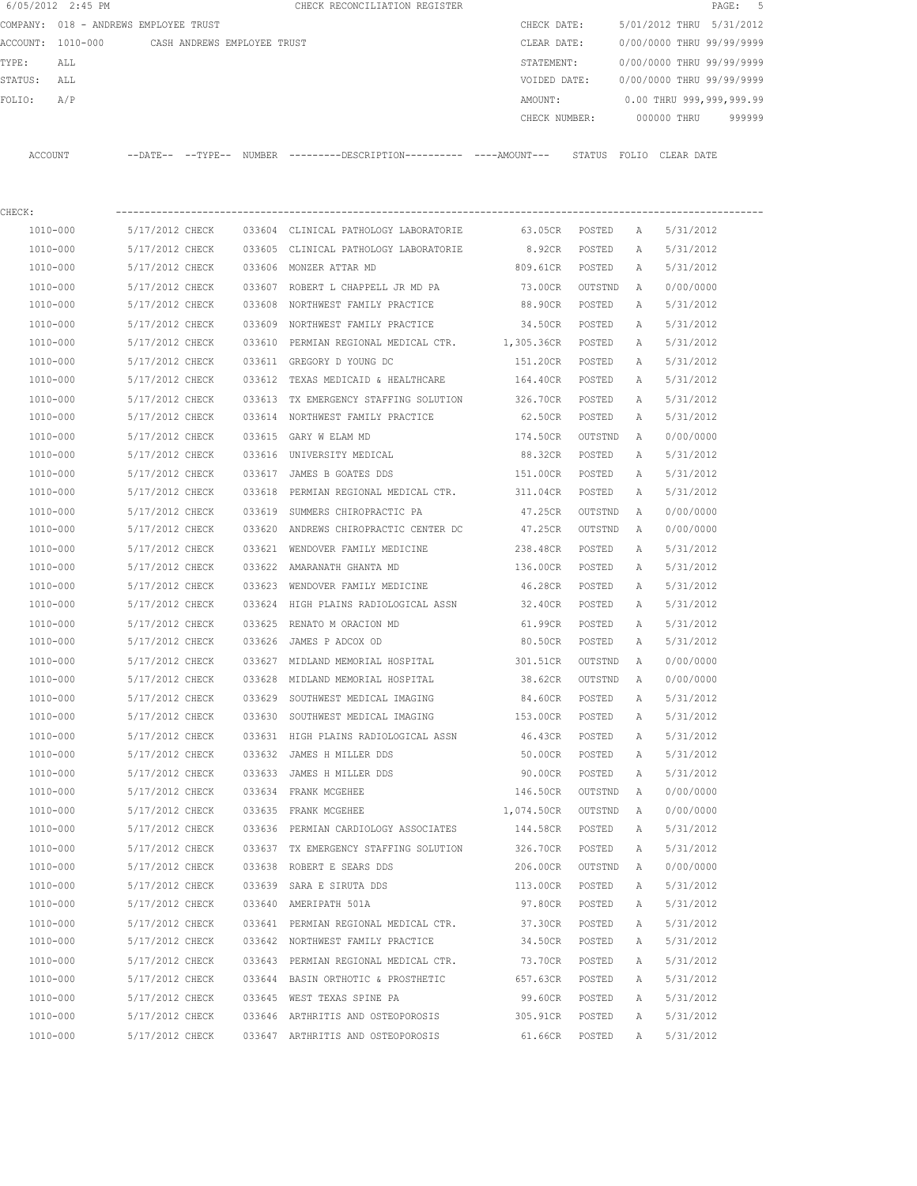6/05/2012 2:45 PM CHECK RECONCILIATION REGISTER

COMPANY: 018 - ANDREWS EMPLOYEE TRUST

ACCOUNT: 1010-000 CASH ANDREWS EMPLOYEE TRUST

TYPE: ALL

STATUS: ALL

FOLIO: A/P

CHECK DATE: 5/01/2012 THRU 5/31/2012

CLEAR DATE: 0/00/0000 THRU 99/99/9999

STATEMENT: 0/00/0000 THRU 99/99/9999

VOIDED DATE: 0/00/0000 THRU 99/99/9999

AMOUNT: 0.00 THRU 999,999,999.99

CHECK NUMBER: 000000 THRU 999999

CHECK:

| ACCOUNT | --DATE-- | --TYPE-- | NUMBER | ---------DESCRIPTION---------- | ----AMOUNT--- | STATUS | FOLIO | CLEAR DATE |
|---|---|---|---|---|---|---|---|---|
| 1010-000 | 5/17/2012 | CHECK | 033604 | CLINICAL PATHOLOGY LABORATORIE | 63.05CR | POSTED | A | 5/31/2012 |
| 1010-000 | 5/17/2012 | CHECK | 033605 | CLINICAL PATHOLOGY LABORATORIE | 8.92CR | POSTED | A | 5/31/2012 |
| 1010-000 | 5/17/2012 | CHECK | 033606 | MONZER ATTAR MD | 809.61CR | POSTED | A | 5/31/2012 |
| 1010-000 | 5/17/2012 | CHECK | 033607 | ROBERT L CHAPPELL JR MD PA | 73.00CR | OUTSTND | A | 0/00/0000 |
| 1010-000 | 5/17/2012 | CHECK | 033608 | NORTHWEST FAMILY PRACTICE | 88.90CR | POSTED | A | 5/31/2012 |
| 1010-000 | 5/17/2012 | CHECK | 033609 | NORTHWEST FAMILY PRACTICE | 34.50CR | POSTED | A | 5/31/2012 |
| 1010-000 | 5/17/2012 | CHECK | 033610 | PERMIAN REGIONAL MEDICAL CTR. | 1,305.36CR | POSTED | A | 5/31/2012 |
| 1010-000 | 5/17/2012 | CHECK | 033611 | GREGORY D YOUNG DC | 151.20CR | POSTED | A | 5/31/2012 |
| 1010-000 | 5/17/2012 | CHECK | 033612 | TEXAS MEDICAID & HEALTHCARE | 164.40CR | POSTED | A | 5/31/2012 |
| 1010-000 | 5/17/2012 | CHECK | 033613 | TX EMERGENCY STAFFING SOLUTION | 326.70CR | POSTED | A | 5/31/2012 |
| 1010-000 | 5/17/2012 | CHECK | 033614 | NORTHWEST FAMILY PRACTICE | 62.50CR | POSTED | A | 5/31/2012 |
| 1010-000 | 5/17/2012 | CHECK | 033615 | GARY W ELAM MD | 174.50CR | OUTSTND | A | 0/00/0000 |
| 1010-000 | 5/17/2012 | CHECK | 033616 | UNIVERSITY MEDICAL | 88.32CR | POSTED | A | 5/31/2012 |
| 1010-000 | 5/17/2012 | CHECK | 033617 | JAMES B GOATES DDS | 151.00CR | POSTED | A | 5/31/2012 |
| 1010-000 | 5/17/2012 | CHECK | 033618 | PERMIAN REGIONAL MEDICAL CTR. | 311.04CR | POSTED | A | 5/31/2012 |
| 1010-000 | 5/17/2012 | CHECK | 033619 | SUMMERS CHIROPRACTIC PA | 47.25CR | OUTSTND | A | 0/00/0000 |
| 1010-000 | 5/17/2012 | CHECK | 033620 | ANDREWS CHIROPRACTIC CENTER DC | 47.25CR | OUTSTND | A | 0/00/0000 |
| 1010-000 | 5/17/2012 | CHECK | 033621 | WENDOVER FAMILY MEDICINE | 238.48CR | POSTED | A | 5/31/2012 |
| 1010-000 | 5/17/2012 | CHECK | 033622 | AMARANATH GHANTA MD | 136.00CR | POSTED | A | 5/31/2012 |
| 1010-000 | 5/17/2012 | CHECK | 033623 | WENDOVER FAMILY MEDICINE | 46.28CR | POSTED | A | 5/31/2012 |
| 1010-000 | 5/17/2012 | CHECK | 033624 | HIGH PLAINS RADIOLOGICAL ASSN | 32.40CR | POSTED | A | 5/31/2012 |
| 1010-000 | 5/17/2012 | CHECK | 033625 | RENATO M ORACION MD | 61.99CR | POSTED | A | 5/31/2012 |
| 1010-000 | 5/17/2012 | CHECK | 033626 | JAMES P ADCOX OD | 80.50CR | POSTED | A | 5/31/2012 |
| 1010-000 | 5/17/2012 | CHECK | 033627 | MIDLAND MEMORIAL HOSPITAL | 301.51CR | OUTSTND | A | 0/00/0000 |
| 1010-000 | 5/17/2012 | CHECK | 033628 | MIDLAND MEMORIAL HOSPITAL | 38.62CR | OUTSTND | A | 0/00/0000 |
| 1010-000 | 5/17/2012 | CHECK | 033629 | SOUTHWEST MEDICAL IMAGING | 84.60CR | POSTED | A | 5/31/2012 |
| 1010-000 | 5/17/2012 | CHECK | 033630 | SOUTHWEST MEDICAL IMAGING | 153.00CR | POSTED | A | 5/31/2012 |
| 1010-000 | 5/17/2012 | CHECK | 033631 | HIGH PLAINS RADIOLOGICAL ASSN | 46.43CR | POSTED | A | 5/31/2012 |
| 1010-000 | 5/17/2012 | CHECK | 033632 | JAMES H MILLER DDS | 50.00CR | POSTED | A | 5/31/2012 |
| 1010-000 | 5/17/2012 | CHECK | 033633 | JAMES H MILLER DDS | 90.00CR | POSTED | A | 5/31/2012 |
| 1010-000 | 5/17/2012 | CHECK | 033634 | FRANK MCGEHEE | 146.50CR | OUTSTND | A | 0/00/0000 |
| 1010-000 | 5/17/2012 | CHECK | 033635 | FRANK MCGEHEE | 1,074.50CR | OUTSTND | A | 0/00/0000 |
| 1010-000 | 5/17/2012 | CHECK | 033636 | PERMIAN CARDIOLOGY ASSOCIATES | 144.58CR | POSTED | A | 5/31/2012 |
| 1010-000 | 5/17/2012 | CHECK | 033637 | TX EMERGENCY STAFFING SOLUTION | 326.70CR | POSTED | A | 5/31/2012 |
| 1010-000 | 5/17/2012 | CHECK | 033638 | ROBERT E SEARS DDS | 206.00CR | OUTSTND | A | 0/00/0000 |
| 1010-000 | 5/17/2012 | CHECK | 033639 | SARA E SIRUTA DDS | 113.00CR | POSTED | A | 5/31/2012 |
| 1010-000 | 5/17/2012 | CHECK | 033640 | AMERIPATH 501A | 97.80CR | POSTED | A | 5/31/2012 |
| 1010-000 | 5/17/2012 | CHECK | 033641 | PERMIAN REGIONAL MEDICAL CTR. | 37.30CR | POSTED | A | 5/31/2012 |
| 1010-000 | 5/17/2012 | CHECK | 033642 | NORTHWEST FAMILY PRACTICE | 34.50CR | POSTED | A | 5/31/2012 |
| 1010-000 | 5/17/2012 | CHECK | 033643 | PERMIAN REGIONAL MEDICAL CTR. | 73.70CR | POSTED | A | 5/31/2012 |
| 1010-000 | 5/17/2012 | CHECK | 033644 | BASIN ORTHOTIC & PROSTHETIC | 657.63CR | POSTED | A | 5/31/2012 |
| 1010-000 | 5/17/2012 | CHECK | 033645 | WEST TEXAS SPINE PA | 99.60CR | POSTED | A | 5/31/2012 |
| 1010-000 | 5/17/2012 | CHECK | 033646 | ARTHRITIS AND OSTEOPOROSIS | 305.91CR | POSTED | A | 5/31/2012 |
| 1010-000 | 5/17/2012 | CHECK | 033647 | ARTHRITIS AND OSTEOPOROSIS | 61.66CR | POSTED | A | 5/31/2012 |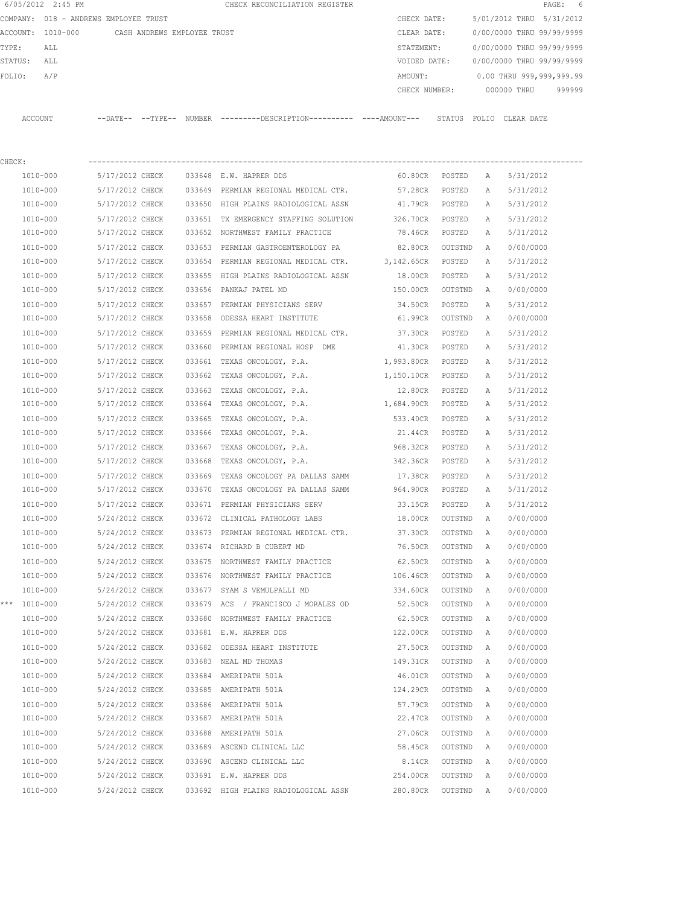6/05/2012 2:45 PM CHECK RECONCILIATION REGISTER

COMPANY: 018 - ANDREWS EMPLOYEE TRUST

ACCOUNT: 1010-000 CASH ANDREWS EMPLOYEE TRUST

TYPE: ALL

STATUS: ALL

FOLIO: A/P

CHECK DATE: 5/01/2012 THRU 5/31/2012

CLEAR DATE: 0/00/0000 THRU 99/99/9999

STATEMENT: 0/00/0000 THRU 99/99/9999

VOIDED DATE: 0/00/0000 THRU 99/99/9999

AMOUNT: 0.00 THRU 999,999,999.99

CHECK NUMBER: 000000 THRU 999999

CHECK:

| | ACCOUNT | --DATE-- | --TYPE-- | NUMBER | ---------DESCRIPTION---------- | ----AMOUNT--- | STATUS | FOLIO | CLEAR DATE |
|---|---|---|---|---|---|---|---|---|---|
| | 1010-000 | 5/17/2012 | CHECK | 033648 | E.W. HAPRER DDS | 60.80CR | POSTED | A | 5/31/2012 |
| | 1010-000 | 5/17/2012 | CHECK | 033649 | PERMIAN REGIONAL MEDICAL CTR. | 57.28CR | POSTED | A | 5/31/2012 |
| | 1010-000 | 5/17/2012 | CHECK | 033650 | HIGH PLAINS RADIOLOGICAL ASSN | 41.79CR | POSTED | A | 5/31/2012 |
| | 1010-000 | 5/17/2012 | CHECK | 033651 | TX EMERGENCY STAFFING SOLUTION | 326.70CR | POSTED | A | 5/31/2012 |
| | 1010-000 | 5/17/2012 | CHECK | 033652 | NORTHWEST FAMILY PRACTICE | 78.46CR | POSTED | A | 5/31/2012 |
| | 1010-000 | 5/17/2012 | CHECK | 033653 | PERMIAN GASTROENTEROLOGY PA | 82.80CR | OUTSTND | A | 0/00/0000 |
| | 1010-000 | 5/17/2012 | CHECK | 033654 | PERMIAN REGIONAL MEDICAL CTR. | 3,142.65CR | POSTED | A | 5/31/2012 |
| | 1010-000 | 5/17/2012 | CHECK | 033655 | HIGH PLAINS RADIOLOGICAL ASSN | 18.00CR | POSTED | A | 5/31/2012 |
| | 1010-000 | 5/17/2012 | CHECK | 033656 | PANKAJ PATEL MD | 150.00CR | OUTSTND | A | 0/00/0000 |
| | 1010-000 | 5/17/2012 | CHECK | 033657 | PERMIAN PHYSICIANS SERV | 34.50CR | POSTED | A | 5/31/2012 |
| | 1010-000 | 5/17/2012 | CHECK | 033658 | ODESSA HEART INSTITUTE | 61.99CR | OUTSTND | A | 0/00/0000 |
| | 1010-000 | 5/17/2012 | CHECK | 033659 | PERMIAN REGIONAL MEDICAL CTR. | 37.30CR | POSTED | A | 5/31/2012 |
| | 1010-000 | 5/17/2012 | CHECK | 033660 | PERMIAN REGIONAL HOSP DME | 41.30CR | POSTED | A | 5/31/2012 |
| | 1010-000 | 5/17/2012 | CHECK | 033661 | TEXAS ONCOLOGY, P.A. | 1,993.80CR | POSTED | A | 5/31/2012 |
| | 1010-000 | 5/17/2012 | CHECK | 033662 | TEXAS ONCOLOGY, P.A. | 1,150.10CR | POSTED | A | 5/31/2012 |
| | 1010-000 | 5/17/2012 | CHECK | 033663 | TEXAS ONCOLOGY, P.A. | 12.80CR | POSTED | A | 5/31/2012 |
| | 1010-000 | 5/17/2012 | CHECK | 033664 | TEXAS ONCOLOGY, P.A. | 1,684.90CR | POSTED | A | 5/31/2012 |
| | 1010-000 | 5/17/2012 | CHECK | 033665 | TEXAS ONCOLOGY, P.A. | 533.40CR | POSTED | A | 5/31/2012 |
| | 1010-000 | 5/17/2012 | CHECK | 033666 | TEXAS ONCOLOGY, P.A. | 21.44CR | POSTED | A | 5/31/2012 |
| | 1010-000 | 5/17/2012 | CHECK | 033667 | TEXAS ONCOLOGY, P.A. | 968.32CR | POSTED | A | 5/31/2012 |
| | 1010-000 | 5/17/2012 | CHECK | 033668 | TEXAS ONCOLOGY, P.A. | 342.36CR | POSTED | A | 5/31/2012 |
| | 1010-000 | 5/17/2012 | CHECK | 033669 | TEXAS ONCOLOGY PA DALLAS SAMM | 17.38CR | POSTED | A | 5/31/2012 |
| | 1010-000 | 5/17/2012 | CHECK | 033670 | TEXAS ONCOLOGY PA DALLAS SAMM | 964.90CR | POSTED | A | 5/31/2012 |
| | 1010-000 | 5/17/2012 | CHECK | 033671 | PERMIAN PHYSICIANS SERV | 33.15CR | POSTED | A | 5/31/2012 |
| | 1010-000 | 5/24/2012 | CHECK | 033672 | CLINICAL PATHOLOGY LABS | 18.00CR | OUTSTND | A | 0/00/0000 |
| | 1010-000 | 5/24/2012 | CHECK | 033673 | PERMIAN REGIONAL MEDICAL CTR. | 37.30CR | OUTSTND | A | 0/00/0000 |
| | 1010-000 | 5/24/2012 | CHECK | 033674 | RICHARD B CUBERT MD | 76.50CR | OUTSTND | A | 0/00/0000 |
| | 1010-000 | 5/24/2012 | CHECK | 033675 | NORTHWEST FAMILY PRACTICE | 62.50CR | OUTSTND | A | 0/00/0000 |
| | 1010-000 | 5/24/2012 | CHECK | 033676 | NORTHWEST FAMILY PRACTICE | 106.46CR | OUTSTND | A | 0/00/0000 |
| | 1010-000 | 5/24/2012 | CHECK | 033677 | SYAM S VEMULPALLI MD | 334.60CR | OUTSTND | A | 0/00/0000 |
| *** | 1010-000 | 5/24/2012 | CHECK | 033679 | ACS / FRANCISCO J MORALES OD | 52.50CR | OUTSTND | A | 0/00/0000 |
| | 1010-000 | 5/24/2012 | CHECK | 033680 | NORTHWEST FAMILY PRACTICE | 62.50CR | OUTSTND | A | 0/00/0000 |
| | 1010-000 | 5/24/2012 | CHECK | 033681 | E.W. HAPRER DDS | 122.00CR | OUTSTND | A | 0/00/0000 |
| | 1010-000 | 5/24/2012 | CHECK | 033682 | ODESSA HEART INSTITUTE | 27.50CR | OUTSTND | A | 0/00/0000 |
| | 1010-000 | 5/24/2012 | CHECK | 033683 | NEAL MD THOMAS | 149.31CR | OUTSTND | A | 0/00/0000 |
| | 1010-000 | 5/24/2012 | CHECK | 033684 | AMERIPATH 501A | 46.01CR | OUTSTND | A | 0/00/0000 |
| | 1010-000 | 5/24/2012 | CHECK | 033685 | AMERIPATH 501A | 124.29CR | OUTSTND | A | 0/00/0000 |
| | 1010-000 | 5/24/2012 | CHECK | 033686 | AMERIPATH 501A | 57.79CR | OUTSTND | A | 0/00/0000 |
| | 1010-000 | 5/24/2012 | CHECK | 033687 | AMERIPATH 501A | 22.47CR | OUTSTND | A | 0/00/0000 |
| | 1010-000 | 5/24/2012 | CHECK | 033688 | AMERIPATH 501A | 27.06CR | OUTSTND | A | 0/00/0000 |
| | 1010-000 | 5/24/2012 | CHECK | 033689 | ASCEND CLINICAL LLC | 58.45CR | OUTSTND | A | 0/00/0000 |
| | 1010-000 | 5/24/2012 | CHECK | 033690 | ASCEND CLINICAL LLC | 8.14CR | OUTSTND | A | 0/00/0000 |
| | 1010-000 | 5/24/2012 | CHECK | 033691 | E.W. HAPRER DDS | 254.00CR | OUTSTND | A | 0/00/0000 |
| | 1010-000 | 5/24/2012 | CHECK | 033692 | HIGH PLAINS RADIOLOGICAL ASSN | 280.80CR | OUTSTND | A | 0/00/0000 |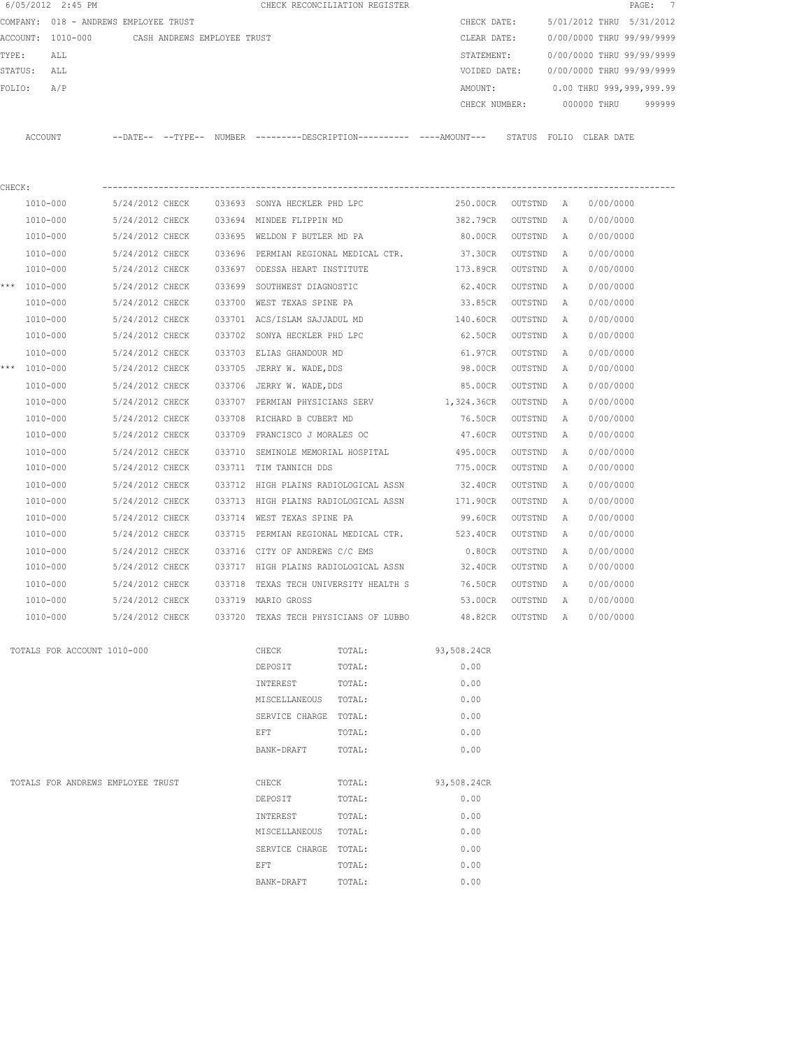6/05/2012 2:45 PM CHECK RECONCILIATION REGISTER

COMPANY: 018 - ANDREWS EMPLOYEE TRUST  
ACCOUNT: 1010-000 CASH ANDREWS EMPLOYEE TRUST  
TYPE: ALL  
STATUS: ALL  
FOLIO: A/P

CHECK DATE: 5/01/2012 THRU 5/31/2012  
CLEAR DATE: 0/00/0000 THRU 99/99/9999  
STATEMENT: 0/00/0000 THRU 99/99/9999  
VOIDED DATE: 0/00/0000 THRU 99/99/9999  
AMOUNT: 0.00 THRU 999,999,999.99  
CHECK NUMBER: 000000 THRU 999999

CHECK:

| | ACCOUNT | DATE | TYPE | NUMBER | DESCRIPTION | AMOUNT | STATUS | FOLIO | CLEAR DATE |
|---|---|---|---|---|---|---|---|---|---|
| | 1010-000 | 5/24/2012 | CHECK | 033693 | SONYA HECKLER PHD LPC | 250.00CR | OUTSTND | A | 0/00/0000 |
| | 1010-000 | 5/24/2012 | CHECK | 033694 | MINDEE FLIPPIN MD | 382.79CR | OUTSTND | A | 0/00/0000 |
| | 1010-000 | 5/24/2012 | CHECK | 033695 | WELDON F BUTLER MD PA | 80.00CR | OUTSTND | A | 0/00/0000 |
| | 1010-000 | 5/24/2012 | CHECK | 033696 | PERMIAN REGIONAL MEDICAL CTR. | 37.30CR | OUTSTND | A | 0/00/0000 |
| | 1010-000 | 5/24/2012 | CHECK | 033697 | ODESSA HEART INSTITUTE | 173.89CR | OUTSTND | A | 0/00/0000 |
| *** | 1010-000 | 5/24/2012 | CHECK | 033699 | SOUTHWEST DIAGNOSTIC | 62.40CR | OUTSTND | A | 0/00/0000 |
| | 1010-000 | 5/24/2012 | CHECK | 033700 | WEST TEXAS SPINE PA | 33.85CR | OUTSTND | A | 0/00/0000 |
| | 1010-000 | 5/24/2012 | CHECK | 033701 | ACS/ISLAM SAJJADUL MD | 140.60CR | OUTSTND | A | 0/00/0000 |
| | 1010-000 | 5/24/2012 | CHECK | 033702 | SONYA HECKLER PHD LPC | 62.50CR | OUTSTND | A | 0/00/0000 |
| | 1010-000 | 5/24/2012 | CHECK | 033703 | ELIAS GHANDOUR MD | 61.97CR | OUTSTND | A | 0/00/0000 |
| *** | 1010-000 | 5/24/2012 | CHECK | 033705 | JERRY W. WADE,DDS | 98.00CR | OUTSTND | A | 0/00/0000 |
| | 1010-000 | 5/24/2012 | CHECK | 033706 | JERRY W. WADE,DDS | 85.00CR | OUTSTND | A | 0/00/0000 |
| | 1010-000 | 5/24/2012 | CHECK | 033707 | PERMIAN PHYSICIANS SERV | 1,324.36CR | OUTSTND | A | 0/00/0000 |
| | 1010-000 | 5/24/2012 | CHECK | 033708 | RICHARD B CUBERT MD | 76.50CR | OUTSTND | A | 0/00/0000 |
| | 1010-000 | 5/24/2012 | CHECK | 033709 | FRANCISCO J MORALES OC | 47.60CR | OUTSTND | A | 0/00/0000 |
| | 1010-000 | 5/24/2012 | CHECK | 033710 | SEMINOLE MEMORIAL HOSPITAL | 495.00CR | OUTSTND | A | 0/00/0000 |
| | 1010-000 | 5/24/2012 | CHECK | 033711 | TIM TANNICH DDS | 775.00CR | OUTSTND | A | 0/00/0000 |
| | 1010-000 | 5/24/2012 | CHECK | 033712 | HIGH PLAINS RADIOLOGICAL ASSN | 32.40CR | OUTSTND | A | 0/00/0000 |
| | 1010-000 | 5/24/2012 | CHECK | 033713 | HIGH PLAINS RADIOLOGICAL ASSN | 171.90CR | OUTSTND | A | 0/00/0000 |
| | 1010-000 | 5/24/2012 | CHECK | 033714 | WEST TEXAS SPINE PA | 99.60CR | OUTSTND | A | 0/00/0000 |
| | 1010-000 | 5/24/2012 | CHECK | 033715 | PERMIAN REGIONAL MEDICAL CTR. | 523.40CR | OUTSTND | A | 0/00/0000 |
| | 1010-000 | 5/24/2012 | CHECK | 033716 | CITY OF ANDREWS C/C EMS | 0.80CR | OUTSTND | A | 0/00/0000 |
| | 1010-000 | 5/24/2012 | CHECK | 033717 | HIGH PLAINS RADIOLOGICAL ASSN | 32.40CR | OUTSTND | A | 0/00/0000 |
| | 1010-000 | 5/24/2012 | CHECK | 033718 | TEXAS TECH UNIVERSITY HEALTH S | 76.50CR | OUTSTND | A | 0/00/0000 |
| | 1010-000 | 5/24/2012 | CHECK | 033719 | MARIO GROSS | 53.00CR | OUTSTND | A | 0/00/0000 |
| | 1010-000 | 5/24/2012 | CHECK | 033720 | TEXAS TECH PHYSICIANS OF LUBBO | 48.82CR | OUTSTND | A | 0/00/0000 |

| TOTALS FOR ACCOUNT 1010-000 | | | |
|---|---|---|---|
| | CHECK | TOTAL: | 93,508.24CR |
| | DEPOSIT | TOTAL: | 0.00 |
| | INTEREST | TOTAL: | 0.00 |
| | MISCELLANEOUS | TOTAL: | 0.00 |
| | SERVICE CHARGE | TOTAL: | 0.00 |
| | EFT | TOTAL: | 0.00 |
| | BANK-DRAFT | TOTAL: | 0.00 |

| TOTALS FOR ANDREWS EMPLOYEE TRUST | | | |
|---|---|---|---|
| | CHECK | TOTAL: | 93,508.24CR |
| | DEPOSIT | TOTAL: | 0.00 |
| | INTEREST | TOTAL: | 0.00 |
| | MISCELLANEOUS | TOTAL: | 0.00 |
| | SERVICE CHARGE | TOTAL: | 0.00 |
| | EFT | TOTAL: | 0.00 |
| | BANK-DRAFT | TOTAL: | 0.00 |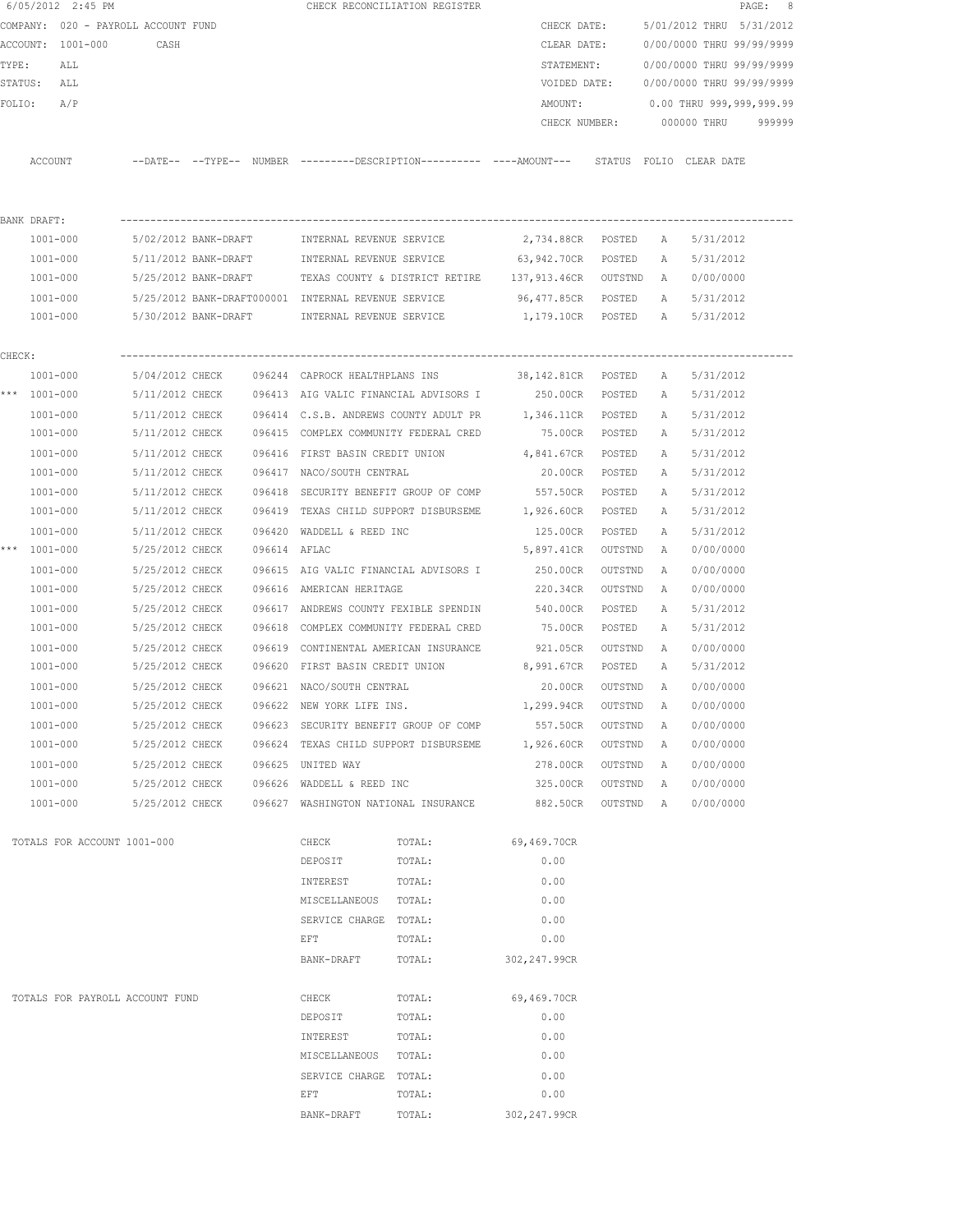6/05/2012 2:45 PM CHECK RECONCILIATION REGISTER

COMPANY: 020 - PAYROLL ACCOUNT FUND
ACCOUNT: 1001-000 CASH
TYPE: ALL
STATUS: ALL
FOLIO: A/P

CHECK DATE: 5/01/2012 THRU 5/31/2012
CLEAR DATE: 0/00/0000 THRU 99/99/9999
STATEMENT: 0/00/0000 THRU 99/99/9999
VOIDED DATE: 0/00/0000 THRU 99/99/9999
AMOUNT: 0.00 THRU 999,999,999.99
CHECK NUMBER: 000000 THRU 999999

| ACCOUNT | --DATE-- | --TYPE-- | NUMBER | ---------DESCRIPTION---------- | ----AMOUNT--- | STATUS | FOLIO | CLEAR DATE |
|---|---|---|---|---|---|---|---|---|
| BANK DRAFT: | | | | | | | | |
| 1001-000 | 5/02/2012 | BANK-DRAFT | | INTERNAL REVENUE SERVICE | 2,734.88CR | POSTED | A | 5/31/2012 |
| 1001-000 | 5/11/2012 | BANK-DRAFT | | INTERNAL REVENUE SERVICE | 63,942.70CR | POSTED | A | 5/31/2012 |
| 1001-000 | 5/25/2012 | BANK-DRAFT | | TEXAS COUNTY & DISTRICT RETIRE | 137,913.46CR | OUTSTND | A | 0/00/0000 |
| 1001-000 | 5/25/2012 | BANK-DRAFT | 000001 | INTERNAL REVENUE SERVICE | 96,477.85CR | POSTED | A | 5/31/2012 |
| 1001-000 | 5/30/2012 | BANK-DRAFT | | INTERNAL REVENUE SERVICE | 1,179.10CR | POSTED | A | 5/31/2012 |
| CHECK: | | | | | | | | |
| 1001-000 | 5/04/2012 | CHECK | 096244 | CAPROCK HEALTHPLANS INS | 38,142.81CR | POSTED | A | 5/31/2012 |
| *** 1001-000 | 5/11/2012 | CHECK | 096413 | AIG VALIC FINANCIAL ADVISORS I | 250.00CR | POSTED | A | 5/31/2012 |
| 1001-000 | 5/11/2012 | CHECK | 096414 | C.S.B. ANDREWS COUNTY ADULT PR | 1,346.11CR | POSTED | A | 5/31/2012 |
| 1001-000 | 5/11/2012 | CHECK | 096415 | COMPLEX COMMUNITY FEDERAL CRED | 75.00CR | POSTED | A | 5/31/2012 |
| 1001-000 | 5/11/2012 | CHECK | 096416 | FIRST BASIN CREDIT UNION | 4,841.67CR | POSTED | A | 5/31/2012 |
| 1001-000 | 5/11/2012 | CHECK | 096417 | NACO/SOUTH CENTRAL | 20.00CR | POSTED | A | 5/31/2012 |
| 1001-000 | 5/11/2012 | CHECK | 096418 | SECURITY BENEFIT GROUP OF COMP | 557.50CR | POSTED | A | 5/31/2012 |
| 1001-000 | 5/11/2012 | CHECK | 096419 | TEXAS CHILD SUPPORT DISBURSEME | 1,926.60CR | POSTED | A | 5/31/2012 |
| 1001-000 | 5/11/2012 | CHECK | 096420 | WADDELL & REED INC | 125.00CR | POSTED | A | 5/31/2012 |
| *** 1001-000 | 5/25/2012 | CHECK | 096614 | AFLAC | 5,897.41CR | OUTSTND | A | 0/00/0000 |
| 1001-000 | 5/25/2012 | CHECK | 096615 | AIG VALIC FINANCIAL ADVISORS I | 250.00CR | OUTSTND | A | 0/00/0000 |
| 1001-000 | 5/25/2012 | CHECK | 096616 | AMERICAN HERITAGE | 220.34CR | OUTSTND | A | 0/00/0000 |
| 1001-000 | 5/25/2012 | CHECK | 096617 | ANDREWS COUNTY FEXIBLE SPENDIN | 540.00CR | POSTED | A | 5/31/2012 |
| 1001-000 | 5/25/2012 | CHECK | 096618 | COMPLEX COMMUNITY FEDERAL CRED | 75.00CR | POSTED | A | 5/31/2012 |
| 1001-000 | 5/25/2012 | CHECK | 096619 | CONTINENTAL AMERICAN INSURANCE | 921.05CR | OUTSTND | A | 0/00/0000 |
| 1001-000 | 5/25/2012 | CHECK | 096620 | FIRST BASIN CREDIT UNION | 8,991.67CR | POSTED | A | 5/31/2012 |
| 1001-000 | 5/25/2012 | CHECK | 096621 | NACO/SOUTH CENTRAL | 20.00CR | OUTSTND | A | 0/00/0000 |
| 1001-000 | 5/25/2012 | CHECK | 096622 | NEW YORK LIFE INS. | 1,299.94CR | OUTSTND | A | 0/00/0000 |
| 1001-000 | 5/25/2012 | CHECK | 096623 | SECURITY BENEFIT GROUP OF COMP | 557.50CR | OUTSTND | A | 0/00/0000 |
| 1001-000 | 5/25/2012 | CHECK | 096624 | TEXAS CHILD SUPPORT DISBURSEME | 1,926.60CR | OUTSTND | A | 0/00/0000 |
| 1001-000 | 5/25/2012 | CHECK | 096625 | UNITED WAY | 278.00CR | OUTSTND | A | 0/00/0000 |
| 1001-000 | 5/25/2012 | CHECK | 096626 | WADDELL & REED INC | 325.00CR | OUTSTND | A | 0/00/0000 |
| 1001-000 | 5/25/2012 | CHECK | 096627 | WASHINGTON NATIONAL INSURANCE | 882.50CR | OUTSTND | A | 0/00/0000 |

| TOTALS FOR ACCOUNT 1001-000 | | | |
|---|---|---|---|
| | CHECK | TOTAL: | 69,469.70CR |
| | DEPOSIT | TOTAL: | 0.00 |
| | INTEREST | TOTAL: | 0.00 |
| | MISCELLANEOUS | TOTAL: | 0.00 |
| | SERVICE CHARGE | TOTAL: | 0.00 |
| | EFT | TOTAL: | 0.00 |
| | BANK-DRAFT | TOTAL: | 302,247.99CR |

| TOTALS FOR PAYROLL ACCOUNT FUND | | | |
|---|---|---|---|
| | CHECK | TOTAL: | 69,469.70CR |
| | DEPOSIT | TOTAL: | 0.00 |
| | INTEREST | TOTAL: | 0.00 |
| | MISCELLANEOUS | TOTAL: | 0.00 |
| | SERVICE CHARGE | TOTAL: | 0.00 |
| | EFT | TOTAL: | 0.00 |
| | BANK-DRAFT | TOTAL: | 302,247.99CR |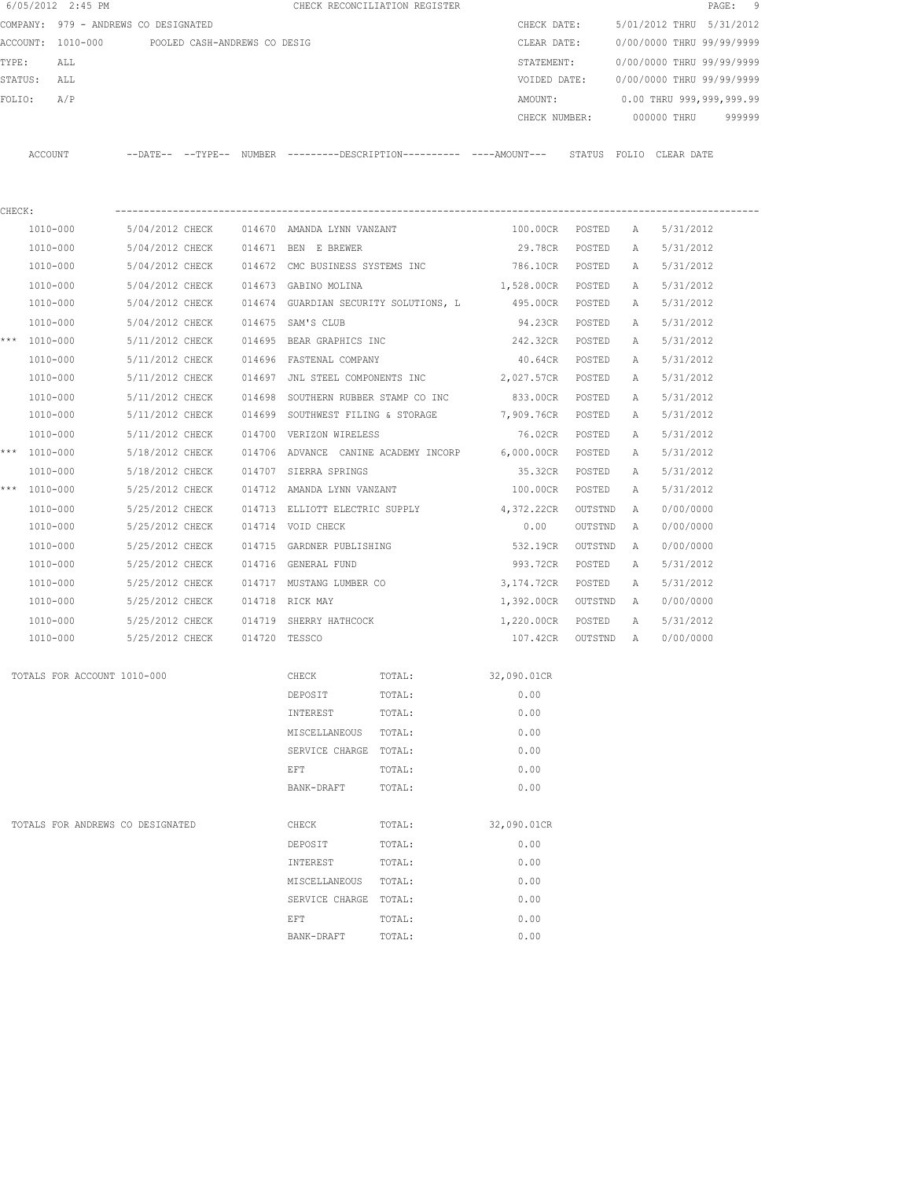6/05/2012 2:45 PM CHECK RECONCILIATION REGISTER

COMPANY: 979 - ANDREWS CO DESIGNATED

ACCOUNT: 1010-000 POOLED CASH-ANDREWS CO DESIG

TYPE: ALL

STATUS: ALL

FOLIO: A/P

CHECK DATE: 5/01/2012 THRU 5/31/2012

CLEAR DATE: 0/00/0000 THRU 99/99/9999

STATEMENT: 0/00/0000 THRU 99/99/9999

VOIDED DATE: 0/00/0000 THRU 99/99/9999

AMOUNT: 0.00 THRU 999,999,999.99

CHECK NUMBER: 000000 THRU 999999

CHECK:

| | ACCOUNT | --DATE-- | --TYPE-- | NUMBER | ---------DESCRIPTION---------- | ----AMOUNT--- | STATUS | FOLIO | CLEAR DATE |
|---|---|---|---|---|---|---|---|---|---|
| | 1010-000 | 5/04/2012 | CHECK | 014670 | AMANDA LYNN VANZANT | 100.00CR | POSTED | A | 5/31/2012 |
| | 1010-000 | 5/04/2012 | CHECK | 014671 | BEN E BREWER | 29.78CR | POSTED | A | 5/31/2012 |
| | 1010-000 | 5/04/2012 | CHECK | 014672 | CMC BUSINESS SYSTEMS INC | 786.10CR | POSTED | A | 5/31/2012 |
| | 1010-000 | 5/04/2012 | CHECK | 014673 | GABINO MOLINA | 1,528.00CR | POSTED | A | 5/31/2012 |
| | 1010-000 | 5/04/2012 | CHECK | 014674 | GUARDIAN SECURITY SOLUTIONS, L | 495.00CR | POSTED | A | 5/31/2012 |
| | 1010-000 | 5/04/2012 | CHECK | 014675 | SAM'S CLUB | 94.23CR | POSTED | A | 5/31/2012 |
| *** | 1010-000 | 5/11/2012 | CHECK | 014695 | BEAR GRAPHICS INC | 242.32CR | POSTED | A | 5/31/2012 |
| | 1010-000 | 5/11/2012 | CHECK | 014696 | FASTENAL COMPANY | 40.64CR | POSTED | A | 5/31/2012 |
| | 1010-000 | 5/11/2012 | CHECK | 014697 | JNL STEEL COMPONENTS INC | 2,027.57CR | POSTED | A | 5/31/2012 |
| | 1010-000 | 5/11/2012 | CHECK | 014698 | SOUTHERN RUBBER STAMP CO INC | 833.00CR | POSTED | A | 5/31/2012 |
| | 1010-000 | 5/11/2012 | CHECK | 014699 | SOUTHWEST FILING & STORAGE | 7,909.76CR | POSTED | A | 5/31/2012 |
| | 1010-000 | 5/11/2012 | CHECK | 014700 | VERIZON WIRELESS | 76.02CR | POSTED | A | 5/31/2012 |
| *** | 1010-000 | 5/18/2012 | CHECK | 014706 | ADVANCE CANINE ACADEMY INCORP | 6,000.00CR | POSTED | A | 5/31/2012 |
| | 1010-000 | 5/18/2012 | CHECK | 014707 | SIERRA SPRINGS | 35.32CR | POSTED | A | 5/31/2012 |
| *** | 1010-000 | 5/25/2012 | CHECK | 014712 | AMANDA LYNN VANZANT | 100.00CR | POSTED | A | 5/31/2012 |
| | 1010-000 | 5/25/2012 | CHECK | 014713 | ELLIOTT ELECTRIC SUPPLY | 4,372.22CR | OUTSTND | A | 0/00/0000 |
| | 1010-000 | 5/25/2012 | CHECK | 014714 | VOID CHECK | 0.00 | OUTSTND | A | 0/00/0000 |
| | 1010-000 | 5/25/2012 | CHECK | 014715 | GARDNER PUBLISHING | 532.19CR | OUTSTND | A | 0/00/0000 |
| | 1010-000 | 5/25/2012 | CHECK | 014716 | GENERAL FUND | 993.72CR | POSTED | A | 5/31/2012 |
| | 1010-000 | 5/25/2012 | CHECK | 014717 | MUSTANG LUMBER CO | 3,174.72CR | POSTED | A | 5/31/2012 |
| | 1010-000 | 5/25/2012 | CHECK | 014718 | RICK MAY | 1,392.00CR | OUTSTND | A | 0/00/0000 |
| | 1010-000 | 5/25/2012 | CHECK | 014719 | SHERRY HATHCOCK | 1,220.00CR | POSTED | A | 5/31/2012 |
| | 1010-000 | 5/25/2012 | CHECK | 014720 | TESSCO | 107.42CR | OUTSTND | A | 0/00/0000 |

| TOTALS FOR ACCOUNT 1010-000 | | | |
|---|---|---|---|
| | CHECK | TOTAL: | 32,090.01CR |
| | DEPOSIT | TOTAL: | 0.00 |
| | INTEREST | TOTAL: | 0.00 |
| | MISCELLANEOUS | TOTAL: | 0.00 |
| | SERVICE CHARGE | TOTAL: | 0.00 |
| | EFT | TOTAL: | 0.00 |
| | BANK-DRAFT | TOTAL: | 0.00 |

| TOTALS FOR ANDREWS CO DESIGNATED | | | |
|---|---|---|---|
| | CHECK | TOTAL: | 32,090.01CR |
| | DEPOSIT | TOTAL: | 0.00 |
| | INTEREST | TOTAL: | 0.00 |
| | MISCELLANEOUS | TOTAL: | 0.00 |
| | SERVICE CHARGE | TOTAL: | 0.00 |
| | EFT | TOTAL: | 0.00 |
| | BANK-DRAFT | TOTAL: | 0.00 |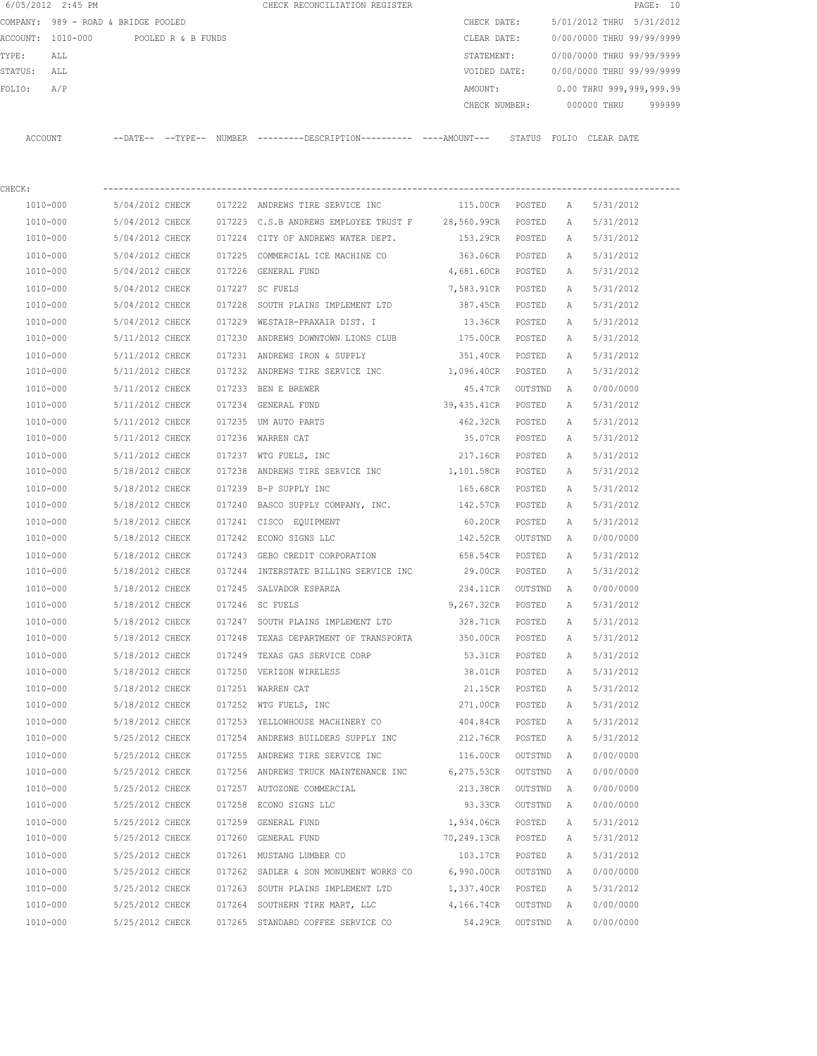6/05/2012 2:45 PM CHECK RECONCILIATION REGISTER

COMPANY: 989 - ROAD & BRIDGE POOLED

ACCOUNT: 1010-000 POOLED R & B FUNDS

TYPE: ALL

STATUS: ALL

FOLIO: A/P

CHECK DATE: 5/01/2012 THRU 5/31/2012

CLEAR DATE: 0/00/0000 THRU 99/99/9999

STATEMENT: 0/00/0000 THRU 99/99/9999

VOIDED DATE: 0/00/0000 THRU 99/99/9999

AMOUNT: 0.00 THRU 999,999,999.99

CHECK NUMBER: 000000 THRU 999999

CHECK:

| ACCOUNT | --DATE-- | --TYPE-- | NUMBER | ---------DESCRIPTION---------- | ----AMOUNT--- | STATUS | FOLIO | CLEAR DATE |
|---|---|---|---|---|---|---|---|---|
| 1010-000 | 5/04/2012 | CHECK | 017222 | ANDREWS TIRE SERVICE INC | 115.00CR | POSTED | A | 5/31/2012 |
| 1010-000 | 5/04/2012 | CHECK | 017223 | C.S.B ANDREWS EMPLOYEE TRUST F | 28,560.99CR | POSTED | A | 5/31/2012 |
| 1010-000 | 5/04/2012 | CHECK | 017224 | CITY OF ANDREWS WATER DEPT. | 153.29CR | POSTED | A | 5/31/2012 |
| 1010-000 | 5/04/2012 | CHECK | 017225 | COMMERCIAL ICE MACHINE CO | 363.06CR | POSTED | A | 5/31/2012 |
| 1010-000 | 5/04/2012 | CHECK | 017226 | GENERAL FUND | 4,681.60CR | POSTED | A | 5/31/2012 |
| 1010-000 | 5/04/2012 | CHECK | 017227 | SC FUELS | 7,583.91CR | POSTED | A | 5/31/2012 |
| 1010-000 | 5/04/2012 | CHECK | 017228 | SOUTH PLAINS IMPLEMENT LTD | 387.45CR | POSTED | A | 5/31/2012 |
| 1010-000 | 5/04/2012 | CHECK | 017229 | WESTAIR-PRAXAIR DIST. I | 13.36CR | POSTED | A | 5/31/2012 |
| 1010-000 | 5/11/2012 | CHECK | 017230 | ANDREWS DOWNTOWN LIONS CLUB | 175.00CR | POSTED | A | 5/31/2012 |
| 1010-000 | 5/11/2012 | CHECK | 017231 | ANDREWS IRON & SUPPLY | 351.40CR | POSTED | A | 5/31/2012 |
| 1010-000 | 5/11/2012 | CHECK | 017232 | ANDREWS TIRE SERVICE INC | 1,096.40CR | POSTED | A | 5/31/2012 |
| 1010-000 | 5/11/2012 | CHECK | 017233 | BEN E BREWER | 45.47CR | OUTSTND | A | 0/00/0000 |
| 1010-000 | 5/11/2012 | CHECK | 017234 | GENERAL FUND | 39,435.41CR | POSTED | A | 5/31/2012 |
| 1010-000 | 5/11/2012 | CHECK | 017235 | UM AUTO PARTS | 462.32CR | POSTED | A | 5/31/2012 |
| 1010-000 | 5/11/2012 | CHECK | 017236 | WARREN CAT | 35.07CR | POSTED | A | 5/31/2012 |
| 1010-000 | 5/11/2012 | CHECK | 017237 | WTG FUELS, INC | 217.16CR | POSTED | A | 5/31/2012 |
| 1010-000 | 5/18/2012 | CHECK | 017238 | ANDREWS TIRE SERVICE INC | 1,101.58CR | POSTED | A | 5/31/2012 |
| 1010-000 | 5/18/2012 | CHECK | 017239 | B-P SUPPLY INC | 165.68CR | POSTED | A | 5/31/2012 |
| 1010-000 | 5/18/2012 | CHECK | 017240 | BASCO SUPPLY COMPANY, INC. | 142.57CR | POSTED | A | 5/31/2012 |
| 1010-000 | 5/18/2012 | CHECK | 017241 | CISCO EQUIPMENT | 60.20CR | POSTED | A | 5/31/2012 |
| 1010-000 | 5/18/2012 | CHECK | 017242 | ECONO SIGNS LLC | 142.52CR | OUTSTND | A | 0/00/0000 |
| 1010-000 | 5/18/2012 | CHECK | 017243 | GEBO CREDIT CORPORATION | 658.54CR | POSTED | A | 5/31/2012 |
| 1010-000 | 5/18/2012 | CHECK | 017244 | INTERSTATE BILLING SERVICE INC | 29.00CR | POSTED | A | 5/31/2012 |
| 1010-000 | 5/18/2012 | CHECK | 017245 | SALVADOR ESPARZA | 234.11CR | OUTSTND | A | 0/00/0000 |
| 1010-000 | 5/18/2012 | CHECK | 017246 | SC FUELS | 9,267.32CR | POSTED | A | 5/31/2012 |
| 1010-000 | 5/18/2012 | CHECK | 017247 | SOUTH PLAINS IMPLEMENT LTD | 328.71CR | POSTED | A | 5/31/2012 |
| 1010-000 | 5/18/2012 | CHECK | 017248 | TEXAS DEPARTMENT OF TRANSPORTA | 350.00CR | POSTED | A | 5/31/2012 |
| 1010-000 | 5/18/2012 | CHECK | 017249 | TEXAS GAS SERVICE CORP | 53.31CR | POSTED | A | 5/31/2012 |
| 1010-000 | 5/18/2012 | CHECK | 017250 | VERIZON WIRELESS | 38.01CR | POSTED | A | 5/31/2012 |
| 1010-000 | 5/18/2012 | CHECK | 017251 | WARREN CAT | 21.15CR | POSTED | A | 5/31/2012 |
| 1010-000 | 5/18/2012 | CHECK | 017252 | WTG FUELS, INC | 271.00CR | POSTED | A | 5/31/2012 |
| 1010-000 | 5/18/2012 | CHECK | 017253 | YELLOWHOUSE MACHINERY CO | 404.84CR | POSTED | A | 5/31/2012 |
| 1010-000 | 5/25/2012 | CHECK | 017254 | ANDREWS BUILDERS SUPPLY INC | 212.76CR | POSTED | A | 5/31/2012 |
| 1010-000 | 5/25/2012 | CHECK | 017255 | ANDREWS TIRE SERVICE INC | 116.00CR | OUTSTND | A | 0/00/0000 |
| 1010-000 | 5/25/2012 | CHECK | 017256 | ANDREWS TRUCK MAINTENANCE INC | 6,275.53CR | OUTSTND | A | 0/00/0000 |
| 1010-000 | 5/25/2012 | CHECK | 017257 | AUTOZONE COMMERCIAL | 213.38CR | OUTSTND | A | 0/00/0000 |
| 1010-000 | 5/25/2012 | CHECK | 017258 | ECONO SIGNS LLC | 93.33CR | OUTSTND | A | 0/00/0000 |
| 1010-000 | 5/25/2012 | CHECK | 017259 | GENERAL FUND | 1,934.06CR | POSTED | A | 5/31/2012 |
| 1010-000 | 5/25/2012 | CHECK | 017260 | GENERAL FUND | 70,249.13CR | POSTED | A | 5/31/2012 |
| 1010-000 | 5/25/2012 | CHECK | 017261 | MUSTANG LUMBER CO | 103.17CR | POSTED | A | 5/31/2012 |
| 1010-000 | 5/25/2012 | CHECK | 017262 | SADLER & SON MONUMENT WORKS CO | 6,990.00CR | OUTSTND | A | 0/00/0000 |
| 1010-000 | 5/25/2012 | CHECK | 017263 | SOUTH PLAINS IMPLEMENT LTD | 1,337.40CR | POSTED | A | 5/31/2012 |
| 1010-000 | 5/25/2012 | CHECK | 017264 | SOUTHERN TIRE MART, LLC | 4,166.74CR | OUTSTND | A | 0/00/0000 |
| 1010-000 | 5/25/2012 | CHECK | 017265 | STANDARD COFFEE SERVICE CO | 54.29CR | OUTSTND | A | 0/00/0000 |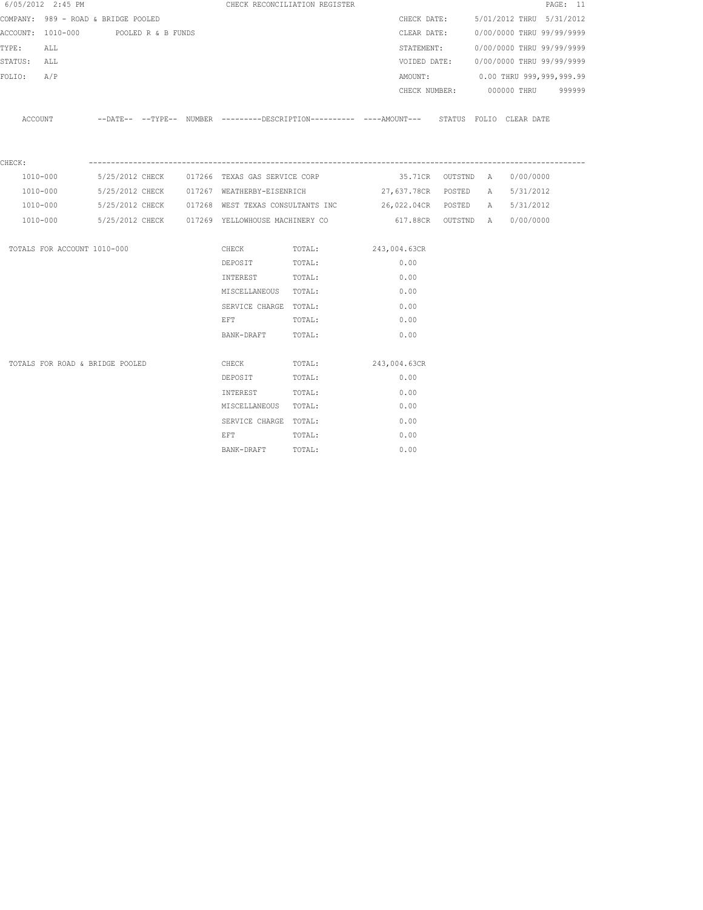6/05/2012 2:45 PM CHECK RECONCILIATION REGISTER

COMPANY: 989 - ROAD & BRIDGE POOLED  
ACCOUNT: 1010-000 POOLED R & B FUNDS  
TYPE: ALL  
STATUS: ALL  
FOLIO: A/P

CHECK DATE: 5/01/2012 THRU 5/31/2012  
CLEAR DATE: 0/00/0000 THRU 99/99/9999  
STATEMENT: 0/00/0000 THRU 99/99/9999  
VOIDED DATE: 0/00/0000 THRU 99/99/9999  
AMOUNT: 0.00 THRU 999,999,999.99  
CHECK NUMBER: 000000 THRU 999999

CHECK:

| ACCOUNT | DATE | TYPE | NUMBER | DESCRIPTION | AMOUNT | STATUS | FOLIO | CLEAR DATE |
|---|---|---|---|---|---|---|---|---|
| 1010-000 | 5/25/2012 | CHECK | 017266 | TEXAS GAS SERVICE CORP | 35.71CR | OUTSTND | A | 0/00/0000 |
| 1010-000 | 5/25/2012 | CHECK | 017267 | WEATHERBY-EISENRICH | 27,637.78CR | POSTED | A | 5/31/2012 |
| 1010-000 | 5/25/2012 | CHECK | 017268 | WEST TEXAS CONSULTANTS INC | 26,022.04CR | POSTED | A | 5/31/2012 |
| 1010-000 | 5/25/2012 | CHECK | 017269 | YELLOWHOUSE MACHINERY CO | 617.88CR | OUTSTND | A | 0/00/0000 |

| TOTALS FOR ACCOUNT 1010-000 | | | |
|---|---|---|---|
| | CHECK | TOTAL: | 243,004.63CR |
| | DEPOSIT | TOTAL: | 0.00 |
| | INTEREST | TOTAL: | 0.00 |
| | MISCELLANEOUS | TOTAL: | 0.00 |
| | SERVICE CHARGE | TOTAL: | 0.00 |
| | EFT | TOTAL: | 0.00 |
| | BANK-DRAFT | TOTAL: | 0.00 |

| TOTALS FOR ROAD & BRIDGE POOLED | | | |
|---|---|---|---|
| | CHECK | TOTAL: | 243,004.63CR |
| | DEPOSIT | TOTAL: | 0.00 |
| | INTEREST | TOTAL: | 0.00 |
| | MISCELLANEOUS | TOTAL: | 0.00 |
| | SERVICE CHARGE | TOTAL: | 0.00 |
| | EFT | TOTAL: | 0.00 |
| | BANK-DRAFT | TOTAL: | 0.00 |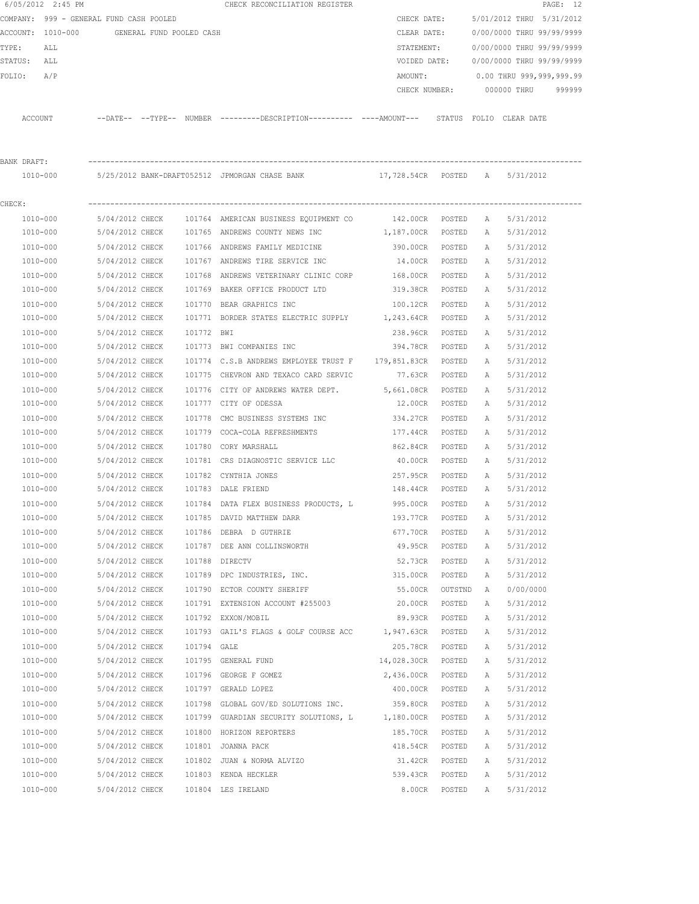6/05/2012 2:45 PM CHECK RECONCILIATION REGISTER

COMPANY: 999 - GENERAL FUND CASH POOLED
ACCOUNT: 1010-000 GENERAL FUND POOLED CASH
TYPE: ALL
STATUS: ALL
FOLIO: A/P

CHECK DATE: 5/01/2012 THRU 5/31/2012
CLEAR DATE: 0/00/0000 THRU 99/99/9999
STATEMENT: 0/00/0000 THRU 99/99/9999
VOIDED DATE: 0/00/0000 THRU 99/99/9999
AMOUNT: 0.00 THRU 999,999,999.99
CHECK NUMBER: 000000 THRU 999999

BANK DRAFT:

| ACCOUNT | --DATE-- | --TYPE-- | NUMBER | ---------DESCRIPTION---------- | ----AMOUNT--- | STATUS | FOLIO | CLEAR DATE |
|---|---|---|---|---|---|---|---|---|
| 1010-000 | 5/25/2012 | BANK-DRAFT | 052512 | JPMORGAN CHASE BANK | 17,728.54CR | POSTED | A | 5/31/2012 |

CHECK:

| ACCOUNT | --DATE-- | --TYPE-- | NUMBER | ---------DESCRIPTION---------- | ----AMOUNT--- | STATUS | FOLIO | CLEAR DATE |
|---|---|---|---|---|---|---|---|---|
| 1010-000 | 5/04/2012 | CHECK | 101764 | AMERICAN BUSINESS EQUIPMENT CO | 142.00CR | POSTED | A | 5/31/2012 |
| 1010-000 | 5/04/2012 | CHECK | 101765 | ANDREWS COUNTY NEWS INC | 1,187.00CR | POSTED | A | 5/31/2012 |
| 1010-000 | 5/04/2012 | CHECK | 101766 | ANDREWS FAMILY MEDICINE | 390.00CR | POSTED | A | 5/31/2012 |
| 1010-000 | 5/04/2012 | CHECK | 101767 | ANDREWS TIRE SERVICE INC | 14.00CR | POSTED | A | 5/31/2012 |
| 1010-000 | 5/04/2012 | CHECK | 101768 | ANDREWS VETERINARY CLINIC CORP | 168.00CR | POSTED | A | 5/31/2012 |
| 1010-000 | 5/04/2012 | CHECK | 101769 | BAKER OFFICE PRODUCT LTD | 319.38CR | POSTED | A | 5/31/2012 |
| 1010-000 | 5/04/2012 | CHECK | 101770 | BEAR GRAPHICS INC | 100.12CR | POSTED | A | 5/31/2012 |
| 1010-000 | 5/04/2012 | CHECK | 101771 | BORDER STATES ELECTRIC SUPPLY | 1,243.64CR | POSTED | A | 5/31/2012 |
| 1010-000 | 5/04/2012 | CHECK | 101772 | BWI | 238.96CR | POSTED | A | 5/31/2012 |
| 1010-000 | 5/04/2012 | CHECK | 101773 | BWI COMPANIES INC | 394.78CR | POSTED | A | 5/31/2012 |
| 1010-000 | 5/04/2012 | CHECK | 101774 | C.S.B ANDREWS EMPLOYEE TRUST F | 179,851.83CR | POSTED | A | 5/31/2012 |
| 1010-000 | 5/04/2012 | CHECK | 101775 | CHEVRON AND TEXACO CARD SERVIC | 77.63CR | POSTED | A | 5/31/2012 |
| 1010-000 | 5/04/2012 | CHECK | 101776 | CITY OF ANDREWS WATER DEPT. | 5,661.08CR | POSTED | A | 5/31/2012 |
| 1010-000 | 5/04/2012 | CHECK | 101777 | CITY OF ODESSA | 12.00CR | POSTED | A | 5/31/2012 |
| 1010-000 | 5/04/2012 | CHECK | 101778 | CMC BUSINESS SYSTEMS INC | 334.27CR | POSTED | A | 5/31/2012 |
| 1010-000 | 5/04/2012 | CHECK | 101779 | COCA-COLA REFRESHMENTS | 177.44CR | POSTED | A | 5/31/2012 |
| 1010-000 | 5/04/2012 | CHECK | 101780 | CORY MARSHALL | 862.84CR | POSTED | A | 5/31/2012 |
| 1010-000 | 5/04/2012 | CHECK | 101781 | CRS DIAGNOSTIC SERVICE LLC | 40.00CR | POSTED | A | 5/31/2012 |
| 1010-000 | 5/04/2012 | CHECK | 101782 | CYNTHIA JONES | 257.95CR | POSTED | A | 5/31/2012 |
| 1010-000 | 5/04/2012 | CHECK | 101783 | DALE FRIEND | 148.44CR | POSTED | A | 5/31/2012 |
| 1010-000 | 5/04/2012 | CHECK | 101784 | DATA FLEX BUSINESS PRODUCTS, L | 995.00CR | POSTED | A | 5/31/2012 |
| 1010-000 | 5/04/2012 | CHECK | 101785 | DAVID MATTHEW DARR | 193.77CR | POSTED | A | 5/31/2012 |
| 1010-000 | 5/04/2012 | CHECK | 101786 | DEBRA D GUTHRIE | 677.70CR | POSTED | A | 5/31/2012 |
| 1010-000 | 5/04/2012 | CHECK | 101787 | DEE ANN COLLINSWORTH | 49.95CR | POSTED | A | 5/31/2012 |
| 1010-000 | 5/04/2012 | CHECK | 101788 | DIRECTV | 52.73CR | POSTED | A | 5/31/2012 |
| 1010-000 | 5/04/2012 | CHECK | 101789 | DPC INDUSTRIES, INC. | 315.00CR | POSTED | A | 5/31/2012 |
| 1010-000 | 5/04/2012 | CHECK | 101790 | ECTOR COUNTY SHERIFF | 55.00CR | OUTSTND | A | 0/00/0000 |
| 1010-000 | 5/04/2012 | CHECK | 101791 | EXTENSION ACCOUNT #255003 | 20.00CR | POSTED | A | 5/31/2012 |
| 1010-000 | 5/04/2012 | CHECK | 101792 | EXXON/MOBIL | 89.93CR | POSTED | A | 5/31/2012 |
| 1010-000 | 5/04/2012 | CHECK | 101793 | GAIL'S FLAGS & GOLF COURSE ACC | 1,947.63CR | POSTED | A | 5/31/2012 |
| 1010-000 | 5/04/2012 | CHECK | 101794 | GALE | 205.78CR | POSTED | A | 5/31/2012 |
| 1010-000 | 5/04/2012 | CHECK | 101795 | GENERAL FUND | 14,028.30CR | POSTED | A | 5/31/2012 |
| 1010-000 | 5/04/2012 | CHECK | 101796 | GEORGE F GOMEZ | 2,436.00CR | POSTED | A | 5/31/2012 |
| 1010-000 | 5/04/2012 | CHECK | 101797 | GERALD LOPEZ | 400.00CR | POSTED | A | 5/31/2012 |
| 1010-000 | 5/04/2012 | CHECK | 101798 | GLOBAL GOV/ED SOLUTIONS INC. | 359.80CR | POSTED | A | 5/31/2012 |
| 1010-000 | 5/04/2012 | CHECK | 101799 | GUARDIAN SECURITY SOLUTIONS, L | 1,180.00CR | POSTED | A | 5/31/2012 |
| 1010-000 | 5/04/2012 | CHECK | 101800 | HORIZON REPORTERS | 185.70CR | POSTED | A | 5/31/2012 |
| 1010-000 | 5/04/2012 | CHECK | 101801 | JOANNA PACK | 418.54CR | POSTED | A | 5/31/2012 |
| 1010-000 | 5/04/2012 | CHECK | 101802 | JUAN & NORMA ALVIZO | 31.42CR | POSTED | A | 5/31/2012 |
| 1010-000 | 5/04/2012 | CHECK | 101803 | KENDA HECKLER | 539.43CR | POSTED | A | 5/31/2012 |
| 1010-000 | 5/04/2012 | CHECK | 101804 | LES IRELAND | 8.00CR | POSTED | A | 5/31/2012 |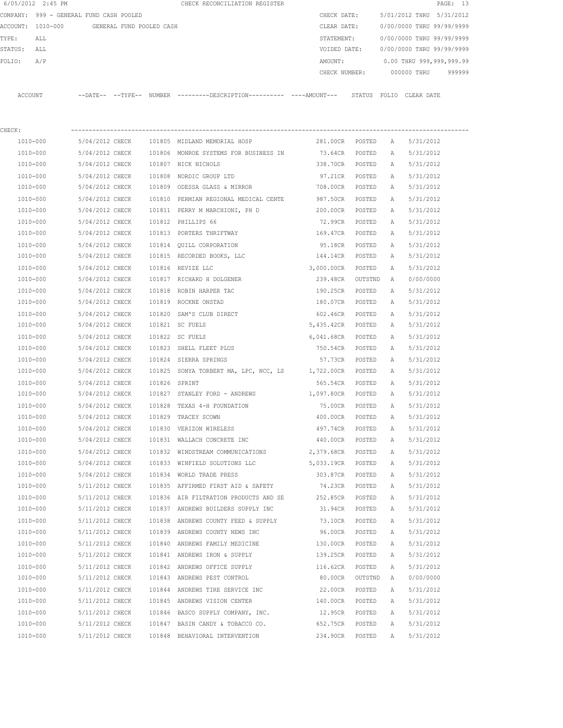6/05/2012 2:45 PM CHECK RECONCILIATION REGISTER

COMPANY: 999 - GENERAL FUND CASH POOLED
ACCOUNT: 1010-000 GENERAL FUND POOLED CASH
TYPE: ALL
STATUS: ALL
FOLIO: A/P

CHECK DATE: 5/01/2012 THRU 5/31/2012
CLEAR DATE: 0/00/0000 THRU 99/99/9999
STATEMENT: 0/00/0000 THRU 99/99/9999
VOIDED DATE: 0/00/0000 THRU 99/99/9999
AMOUNT: 0.00 THRU 999,999,999.99
CHECK NUMBER: 000000 THRU 999999

CHECK:

| ACCOUNT | --DATE-- | --TYPE-- | NUMBER | ---------DESCRIPTION---------- | ----AMOUNT--- | STATUS | FOLIO | CLEAR DATE |
|---|---|---|---|---|---|---|---|---|
| 1010-000 | 5/04/2012 | CHECK | 101805 | MIDLAND MEMORIAL HOSP | 281.00CR | POSTED | A | 5/31/2012 |
| 1010-000 | 5/04/2012 | CHECK | 101806 | MONROE SYSTEMS FOR BUSINESS IN | 73.64CR | POSTED | A | 5/31/2012 |
| 1010-000 | 5/04/2012 | CHECK | 101807 | NICK NICHOLS | 338.70CR | POSTED | A | 5/31/2012 |
| 1010-000 | 5/04/2012 | CHECK | 101808 | NORDIC GROUP LTD | 97.21CR | POSTED | A | 5/31/2012 |
| 1010-000 | 5/04/2012 | CHECK | 101809 | ODESSA GLASS & MIRROR | 708.00CR | POSTED | A | 5/31/2012 |
| 1010-000 | 5/04/2012 | CHECK | 101810 | PERMIAN REGIONAL MEDICAL CENTE | 987.50CR | POSTED | A | 5/31/2012 |
| 1010-000 | 5/04/2012 | CHECK | 101811 | PERRY M MARCHIONI, PH D | 200.00CR | POSTED | A | 5/31/2012 |
| 1010-000 | 5/04/2012 | CHECK | 101812 | PHILLIPS 66 | 72.99CR | POSTED | A | 5/31/2012 |
| 1010-000 | 5/04/2012 | CHECK | 101813 | PORTERS THRIFTWAY | 169.47CR | POSTED | A | 5/31/2012 |
| 1010-000 | 5/04/2012 | CHECK | 101814 | QUILL CORPORATION | 95.18CR | POSTED | A | 5/31/2012 |
| 1010-000 | 5/04/2012 | CHECK | 101815 | RECORDED BOOKS, LLC | 144.14CR | POSTED | A | 5/31/2012 |
| 1010-000 | 5/04/2012 | CHECK | 101816 | REVIZE LLC | 3,000.00CR | POSTED | A | 5/31/2012 |
| 1010-000 | 5/04/2012 | CHECK | 101817 | RICHARD H DOLGENER | 239.48CR | OUTSTND | A | 0/00/0000 |
| 1010-000 | 5/04/2012 | CHECK | 101818 | ROBIN HARPER TAC | 190.25CR | POSTED | A | 5/31/2012 |
| 1010-000 | 5/04/2012 | CHECK | 101819 | ROCKNE ONSTAD | 180.07CR | POSTED | A | 5/31/2012 |
| 1010-000 | 5/04/2012 | CHECK | 101820 | SAM'S CLUB DIRECT | 602.46CR | POSTED | A | 5/31/2012 |
| 1010-000 | 5/04/2012 | CHECK | 101821 | SC FUELS | 5,435.42CR | POSTED | A | 5/31/2012 |
| 1010-000 | 5/04/2012 | CHECK | 101822 | SC FUELS | 6,041.68CR | POSTED | A | 5/31/2012 |
| 1010-000 | 5/04/2012 | CHECK | 101823 | SHELL FLEET PLUS | 750.54CR | POSTED | A | 5/31/2012 |
| 1010-000 | 5/04/2012 | CHECK | 101824 | SIERRA SPRINGS | 57.73CR | POSTED | A | 5/31/2012 |
| 1010-000 | 5/04/2012 | CHECK | 101825 | SONYA TORBERT MA, LPC, NCC, LS | 1,722.00CR | POSTED | A | 5/31/2012 |
| 1010-000 | 5/04/2012 | CHECK | 101826 | SPRINT | 565.54CR | POSTED | A | 5/31/2012 |
| 1010-000 | 5/04/2012 | CHECK | 101827 | STANLEY FORD - ANDREWS | 1,097.80CR | POSTED | A | 5/31/2012 |
| 1010-000 | 5/04/2012 | CHECK | 101828 | TEXAS 4-H FOUNDATION | 75.00CR | POSTED | A | 5/31/2012 |
| 1010-000 | 5/04/2012 | CHECK | 101829 | TRACEY SCOWN | 400.00CR | POSTED | A | 5/31/2012 |
| 1010-000 | 5/04/2012 | CHECK | 101830 | VERIZON WIRELESS | 497.74CR | POSTED | A | 5/31/2012 |
| 1010-000 | 5/04/2012 | CHECK | 101831 | WALLACH CONCRETE INC | 440.00CR | POSTED | A | 5/31/2012 |
| 1010-000 | 5/04/2012 | CHECK | 101832 | WINDSTREAM COMMUNICATIONS | 2,379.68CR | POSTED | A | 5/31/2012 |
| 1010-000 | 5/04/2012 | CHECK | 101833 | WINFIELD SOLUTIONS LLC | 5,033.19CR | POSTED | A | 5/31/2012 |
| 1010-000 | 5/04/2012 | CHECK | 101834 | WORLD TRADE PRESS | 303.87CR | POSTED | A | 5/31/2012 |
| 1010-000 | 5/11/2012 | CHECK | 101835 | AFFIRMED FIRST AID & SAFETY | 74.23CR | POSTED | A | 5/31/2012 |
| 1010-000 | 5/11/2012 | CHECK | 101836 | AIR FILTRATION PRODUCTS AND SE | 252.85CR | POSTED | A | 5/31/2012 |
| 1010-000 | 5/11/2012 | CHECK | 101837 | ANDREWS BUILDERS SUPPLY INC | 31.94CR | POSTED | A | 5/31/2012 |
| 1010-000 | 5/11/2012 | CHECK | 101838 | ANDREWS COUNTY FEED & SUPPLY | 73.10CR | POSTED | A | 5/31/2012 |
| 1010-000 | 5/11/2012 | CHECK | 101839 | ANDREWS COUNTY NEWS INC | 96.00CR | POSTED | A | 5/31/2012 |
| 1010-000 | 5/11/2012 | CHECK | 101840 | ANDREWS FAMILY MEDICINE | 130.00CR | POSTED | A | 5/31/2012 |
| 1010-000 | 5/11/2012 | CHECK | 101841 | ANDREWS IRON & SUPPLY | 139.25CR | POSTED | A | 5/31/2012 |
| 1010-000 | 5/11/2012 | CHECK | 101842 | ANDREWS OFFICE SUPPLY | 116.62CR | POSTED | A | 5/31/2012 |
| 1010-000 | 5/11/2012 | CHECK | 101843 | ANDREWS PEST CONTROL | 80.00CR | OUTSTND | A | 0/00/0000 |
| 1010-000 | 5/11/2012 | CHECK | 101844 | ANDREWS TIRE SERVICE INC | 22.00CR | POSTED | A | 5/31/2012 |
| 1010-000 | 5/11/2012 | CHECK | 101845 | ANDREWS VISION CENTER | 140.00CR | POSTED | A | 5/31/2012 |
| 1010-000 | 5/11/2012 | CHECK | 101846 | BASCO SUPPLY COMPANY, INC. | 12.95CR | POSTED | A | 5/31/2012 |
| 1010-000 | 5/11/2012 | CHECK | 101847 | BASIN CANDY & TOBACCO CO. | 652.75CR | POSTED | A | 5/31/2012 |
| 1010-000 | 5/11/2012 | CHECK | 101848 | BEHAVIORAL INTERVENTION | 234.90CR | POSTED | A | 5/31/2012 |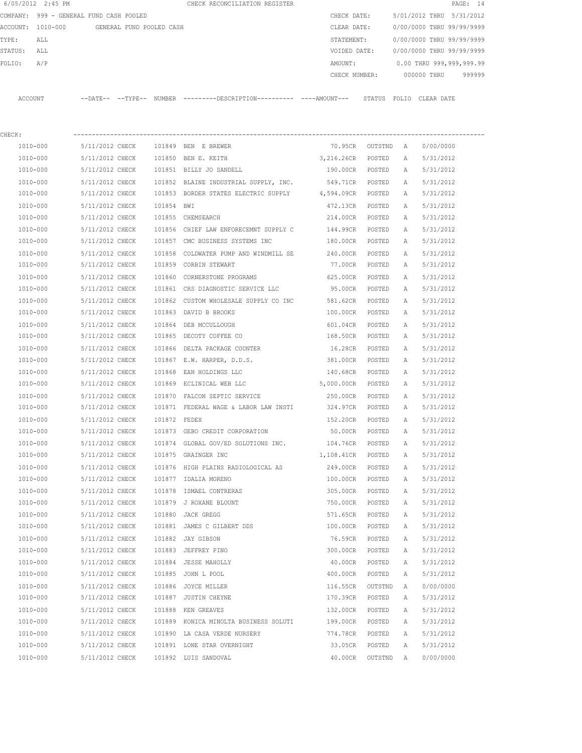6/05/2012 2:45 PM CHECK RECONCILIATION REGISTER

COMPANY: 999 - GENERAL FUND CASH POOLED

ACCOUNT: 1010-000 GENERAL FUND POOLED CASH

TYPE: ALL

STATUS: ALL

FOLIO: A/P

CHECK DATE: 5/01/2012 THRU 5/31/2012

CLEAR DATE: 0/00/0000 THRU 99/99/9999

STATEMENT: 0/00/0000 THRU 99/99/9999

VOIDED DATE: 0/00/0000 THRU 99/99/9999

AMOUNT: 0.00 THRU 999,999,999.99

CHECK NUMBER: 000000 THRU 999999

CHECK:

| ACCOUNT | --DATE-- | --TYPE-- | NUMBER | ---------DESCRIPTION---------- | ----AMOUNT--- | STATUS | FOLIO | CLEAR DATE |
|---|---|---|---|---|---|---|---|---|
| 1010-000 | 5/11/2012 | CHECK | 101849 | BEN E BREWER | 70.95CR | OUTSTND | A | 0/00/0000 |
| 1010-000 | 5/11/2012 | CHECK | 101850 | BEN E. KEITH | 3,216.26CR | POSTED | A | 5/31/2012 |
| 1010-000 | 5/11/2012 | CHECK | 101851 | BILLY JO SANDELL | 190.00CR | POSTED | A | 5/31/2012 |
| 1010-000 | 5/11/2012 | CHECK | 101852 | BLAINE INDUSTRIAL SUPPLY, INC. | 549.71CR | POSTED | A | 5/31/2012 |
| 1010-000 | 5/11/2012 | CHECK | 101853 | BORDER STATES ELECTRIC SUPPLY | 4,594.09CR | POSTED | A | 5/31/2012 |
| 1010-000 | 5/11/2012 | CHECK | 101854 | BWI | 472.13CR | POSTED | A | 5/31/2012 |
| 1010-000 | 5/11/2012 | CHECK | 101855 | CHEMSEARCH | 214.00CR | POSTED | A | 5/31/2012 |
| 1010-000 | 5/11/2012 | CHECK | 101856 | CHIEF LAW ENFORECEMNT SUPPLY C | 144.99CR | POSTED | A | 5/31/2012 |
| 1010-000 | 5/11/2012 | CHECK | 101857 | CMC BUSINESS SYSTEMS INC | 180.00CR | POSTED | A | 5/31/2012 |
| 1010-000 | 5/11/2012 | CHECK | 101858 | COLDWATER PUMP AND WINDMILL SE | 240.00CR | POSTED | A | 5/31/2012 |
| 1010-000 | 5/11/2012 | CHECK | 101859 | CORBIN STEWART | 77.00CR | POSTED | A | 5/31/2012 |
| 1010-000 | 5/11/2012 | CHECK | 101860 | CORNERSTONE PROGRAMS | 625.00CR | POSTED | A | 5/31/2012 |
| 1010-000 | 5/11/2012 | CHECK | 101861 | CRS DIAGNOSTIC SERVICE LLC | 95.00CR | POSTED | A | 5/31/2012 |
| 1010-000 | 5/11/2012 | CHECK | 101862 | CUSTOM WHOLESALE SUPPLY CO INC | 581.62CR | POSTED | A | 5/31/2012 |
| 1010-000 | 5/11/2012 | CHECK | 101863 | DAVID B BROOKS | 100.00CR | POSTED | A | 5/31/2012 |
| 1010-000 | 5/11/2012 | CHECK | 101864 | DEB MCCULLOUGH | 601.04CR | POSTED | A | 5/31/2012 |
| 1010-000 | 5/11/2012 | CHECK | 101865 | DECOTY COFFEE CO | 168.50CR | POSTED | A | 5/31/2012 |
| 1010-000 | 5/11/2012 | CHECK | 101866 | DELTA PACKAGE COUNTER | 16.28CR | POSTED | A | 5/31/2012 |
| 1010-000 | 5/11/2012 | CHECK | 101867 | E.W. HARPER, D.D.S. | 381.00CR | POSTED | A | 5/31/2012 |
| 1010-000 | 5/11/2012 | CHECK | 101868 | EAN HOLDINGS LLC | 140.68CR | POSTED | A | 5/31/2012 |
| 1010-000 | 5/11/2012 | CHECK | 101869 | ECLINICAL WEB LLC | 5,000.00CR | POSTED | A | 5/31/2012 |
| 1010-000 | 5/11/2012 | CHECK | 101870 | FALCON SEPTIC SERVICE | 250.00CR | POSTED | A | 5/31/2012 |
| 1010-000 | 5/11/2012 | CHECK | 101871 | FEDERAL WAGE & LABOR LAW INSTI | 324.97CR | POSTED | A | 5/31/2012 |
| 1010-000 | 5/11/2012 | CHECK | 101872 | FEDEX | 152.20CR | POSTED | A | 5/31/2012 |
| 1010-000 | 5/11/2012 | CHECK | 101873 | GEBO CREDIT CORPORATION | 50.00CR | POSTED | A | 5/31/2012 |
| 1010-000 | 5/11/2012 | CHECK | 101874 | GLOBAL GOV/ED SOLUTIONS INC. | 104.76CR | POSTED | A | 5/31/2012 |
| 1010-000 | 5/11/2012 | CHECK | 101875 | GRAINGER INC | 1,108.41CR | POSTED | A | 5/31/2012 |
| 1010-000 | 5/11/2012 | CHECK | 101876 | HIGH PLAINS RADIOLOGICAL AS | 249.00CR | POSTED | A | 5/31/2012 |
| 1010-000 | 5/11/2012 | CHECK | 101877 | IDALIA MORENO | 100.00CR | POSTED | A | 5/31/2012 |
| 1010-000 | 5/11/2012 | CHECK | 101878 | ISMAEL CONTRERAS | 305.00CR | POSTED | A | 5/31/2012 |
| 1010-000 | 5/11/2012 | CHECK | 101879 | J ROXANE BLOUNT | 750.00CR | POSTED | A | 5/31/2012 |
| 1010-000 | 5/11/2012 | CHECK | 101880 | JACK GREGG | 571.65CR | POSTED | A | 5/31/2012 |
| 1010-000 | 5/11/2012 | CHECK | 101881 | JAMES C GILBERT DDS | 100.00CR | POSTED | A | 5/31/2012 |
| 1010-000 | 5/11/2012 | CHECK | 101882 | JAY GIBSON | 76.59CR | POSTED | A | 5/31/2012 |
| 1010-000 | 5/11/2012 | CHECK | 101883 | JEFFREY PINO | 300.00CR | POSTED | A | 5/31/2012 |
| 1010-000 | 5/11/2012 | CHECK | 101884 | JESSE MAHOLLY | 40.00CR | POSTED | A | 5/31/2012 |
| 1010-000 | 5/11/2012 | CHECK | 101885 | JOHN L POOL | 400.00CR | POSTED | A | 5/31/2012 |
| 1010-000 | 5/11/2012 | CHECK | 101886 | JOYCE MILLER | 116.55CR | OUTSTND | A | 0/00/0000 |
| 1010-000 | 5/11/2012 | CHECK | 101887 | JUSTIN CHEYNE | 170.39CR | POSTED | A | 5/31/2012 |
| 1010-000 | 5/11/2012 | CHECK | 101888 | KEN GREAVES | 132.00CR | POSTED | A | 5/31/2012 |
| 1010-000 | 5/11/2012 | CHECK | 101889 | KONICA MINOLTA BUSINESS SOLUTI | 199.00CR | POSTED | A | 5/31/2012 |
| 1010-000 | 5/11/2012 | CHECK | 101890 | LA CASA VERDE NURSERY | 774.78CR | POSTED | A | 5/31/2012 |
| 1010-000 | 5/11/2012 | CHECK | 101891 | LONE STAR OVERNIGHT | 33.05CR | POSTED | A | 5/31/2012 |
| 1010-000 | 5/11/2012 | CHECK | 101892 | LUIS SANDOVAL | 40.00CR | OUTSTND | A | 0/00/0000 |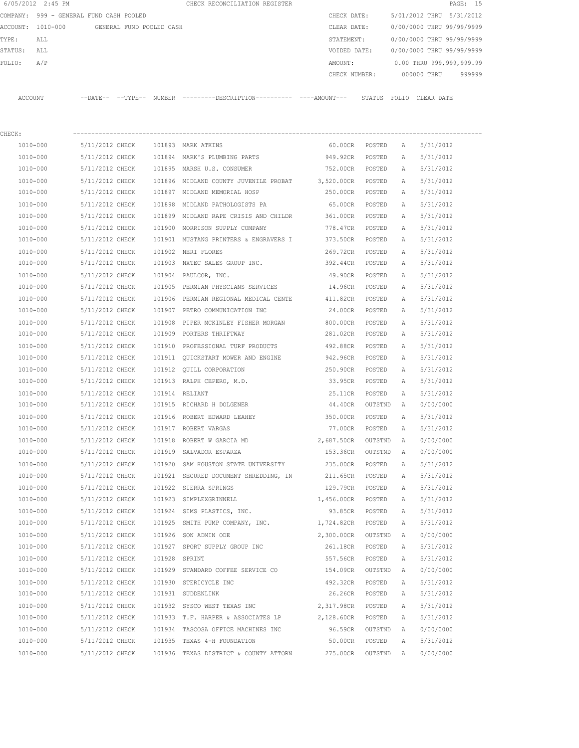6/05/2012 2:45 PM CHECK RECONCILIATION REGISTER

COMPANY: 999 - GENERAL FUND CASH POOLED  CHECK DATE: 5/01/2012 THRU 5/31/2012
ACCOUNT: 1010-000 GENERAL FUND POOLED CASH  CLEAR DATE: 0/00/0000 THRU 99/99/9999
TYPE: ALL  STATEMENT: 0/00/0000 THRU 99/99/9999
STATUS: ALL  VOIDED DATE: 0/00/0000 THRU 99/99/9999
FOLIO: A/P  AMOUNT: 0.00 THRU 999,999,999.99
CHECK NUMBER: 000000 THRU 999999

CHECK:

| ACCOUNT | --DATE-- | --TYPE-- | NUMBER | ---------DESCRIPTION---------- | ----AMOUNT--- | STATUS | FOLIO | CLEAR DATE |
|---|---|---|---|---|---|---|---|---|
| 1010-000 | 5/11/2012 | CHECK | 101893 | MARK ATKINS | 60.00CR | POSTED | A | 5/31/2012 |
| 1010-000 | 5/11/2012 | CHECK | 101894 | MARK'S PLUMBING PARTS | 949.92CR | POSTED | A | 5/31/2012 |
| 1010-000 | 5/11/2012 | CHECK | 101895 | MARSH U.S. CONSUMER | 752.00CR | POSTED | A | 5/31/2012 |
| 1010-000 | 5/11/2012 | CHECK | 101896 | MIDLAND COUNTY JUVENILE PROBAT | 3,520.00CR | POSTED | A | 5/31/2012 |
| 1010-000 | 5/11/2012 | CHECK | 101897 | MIDLAND MEMORIAL HOSP | 250.00CR | POSTED | A | 5/31/2012 |
| 1010-000 | 5/11/2012 | CHECK | 101898 | MIDLAND PATHOLOGISTS PA | 65.00CR | POSTED | A | 5/31/2012 |
| 1010-000 | 5/11/2012 | CHECK | 101899 | MIDLAND RAPE CRISIS AND CHILDR | 361.00CR | POSTED | A | 5/31/2012 |
| 1010-000 | 5/11/2012 | CHECK | 101900 | MORRISON SUPPLY COMPANY | 778.47CR | POSTED | A | 5/31/2012 |
| 1010-000 | 5/11/2012 | CHECK | 101901 | MUSTANG PRINTERS & ENGRAVERS I | 373.50CR | POSTED | A | 5/31/2012 |
| 1010-000 | 5/11/2012 | CHECK | 101902 | NERI FLORES | 269.72CR | POSTED | A | 5/31/2012 |
| 1010-000 | 5/11/2012 | CHECK | 101903 | NXTEC SALES GROUP INC. | 392.44CR | POSTED | A | 5/31/2012 |
| 1010-000 | 5/11/2012 | CHECK | 101904 | PAULCOR, INC. | 49.90CR | POSTED | A | 5/31/2012 |
| 1010-000 | 5/11/2012 | CHECK | 101905 | PERMIAN PHYSCIANS SERVICES | 14.96CR | POSTED | A | 5/31/2012 |
| 1010-000 | 5/11/2012 | CHECK | 101906 | PERMIAN REGIONAL MEDICAL CENTE | 411.82CR | POSTED | A | 5/31/2012 |
| 1010-000 | 5/11/2012 | CHECK | 101907 | PETRO COMMUNICATION INC | 24.00CR | POSTED | A | 5/31/2012 |
| 1010-000 | 5/11/2012 | CHECK | 101908 | PIPER MCKINLEY FISHER MORGAN | 800.00CR | POSTED | A | 5/31/2012 |
| 1010-000 | 5/11/2012 | CHECK | 101909 | PORTERS THRIFTWAY | 281.02CR | POSTED | A | 5/31/2012 |
| 1010-000 | 5/11/2012 | CHECK | 101910 | PROFESSIONAL TURF PRODUCTS | 492.88CR | POSTED | A | 5/31/2012 |
| 1010-000 | 5/11/2012 | CHECK | 101911 | QUICKSTART MOWER AND ENGINE | 942.96CR | POSTED | A | 5/31/2012 |
| 1010-000 | 5/11/2012 | CHECK | 101912 | QUILL CORPORATION | 250.90CR | POSTED | A | 5/31/2012 |
| 1010-000 | 5/11/2012 | CHECK | 101913 | RALPH CEPERO, M.D. | 33.95CR | POSTED | A | 5/31/2012 |
| 1010-000 | 5/11/2012 | CHECK | 101914 | RELIANT | 25.11CR | POSTED | A | 5/31/2012 |
| 1010-000 | 5/11/2012 | CHECK | 101915 | RICHARD H DOLGENER | 44.40CR | OUTSTND | A | 0/00/0000 |
| 1010-000 | 5/11/2012 | CHECK | 101916 | ROBERT EDWARD LEAHEY | 350.00CR | POSTED | A | 5/31/2012 |
| 1010-000 | 5/11/2012 | CHECK | 101917 | ROBERT VARGAS | 77.00CR | POSTED | A | 5/31/2012 |
| 1010-000 | 5/11/2012 | CHECK | 101918 | ROBERT W GARCIA MD | 2,687.50CR | OUTSTND | A | 0/00/0000 |
| 1010-000 | 5/11/2012 | CHECK | 101919 | SALVADOR ESPARZA | 153.36CR | OUTSTND | A | 0/00/0000 |
| 1010-000 | 5/11/2012 | CHECK | 101920 | SAM HOUSTON STATE UNIVERSITY | 235.00CR | POSTED | A | 5/31/2012 |
| 1010-000 | 5/11/2012 | CHECK | 101921 | SECURED DOCUMENT SHREDDING, IN | 211.65CR | POSTED | A | 5/31/2012 |
| 1010-000 | 5/11/2012 | CHECK | 101922 | SIERRA SPRINGS | 129.79CR | POSTED | A | 5/31/2012 |
| 1010-000 | 5/11/2012 | CHECK | 101923 | SIMPLEXGRINNELL | 1,456.00CR | POSTED | A | 5/31/2012 |
| 1010-000 | 5/11/2012 | CHECK | 101924 | SIMS PLASTICS, INC. | 93.85CR | POSTED | A | 5/31/2012 |
| 1010-000 | 5/11/2012 | CHECK | 101925 | SMITH PUMP COMPANY, INC. | 1,724.82CR | POSTED | A | 5/31/2012 |
| 1010-000 | 5/11/2012 | CHECK | 101926 | SON ADMIN ODE | 2,300.00CR | OUTSTND | A | 0/00/0000 |
| 1010-000 | 5/11/2012 | CHECK | 101927 | SPORT SUPPLY GROUP INC | 261.18CR | POSTED | A | 5/31/2012 |
| 1010-000 | 5/11/2012 | CHECK | 101928 | SPRINT | 557.56CR | POSTED | A | 5/31/2012 |
| 1010-000 | 5/11/2012 | CHECK | 101929 | STANDARD COFFEE SERVICE CO | 154.09CR | OUTSTND | A | 0/00/0000 |
| 1010-000 | 5/11/2012 | CHECK | 101930 | STERICYCLE INC | 492.32CR | POSTED | A | 5/31/2012 |
| 1010-000 | 5/11/2012 | CHECK | 101931 | SUDDENLINK | 26.26CR | POSTED | A | 5/31/2012 |
| 1010-000 | 5/11/2012 | CHECK | 101932 | SYSCO WEST TEXAS INC | 2,317.98CR | POSTED | A | 5/31/2012 |
| 1010-000 | 5/11/2012 | CHECK | 101933 | T.F. HARPER & ASSOCIATES LP | 2,128.60CR | POSTED | A | 5/31/2012 |
| 1010-000 | 5/11/2012 | CHECK | 101934 | TASCOSA OFFICE MACHINES INC | 96.59CR | OUTSTND | A | 0/00/0000 |
| 1010-000 | 5/11/2012 | CHECK | 101935 | TEXAS 4-H FOUNDATION | 50.00CR | POSTED | A | 5/31/2012 |
| 1010-000 | 5/11/2012 | CHECK | 101936 | TEXAS DISTRICT & COUNTY ATTORN | 275.00CR | OUTSTND | A | 0/00/0000 |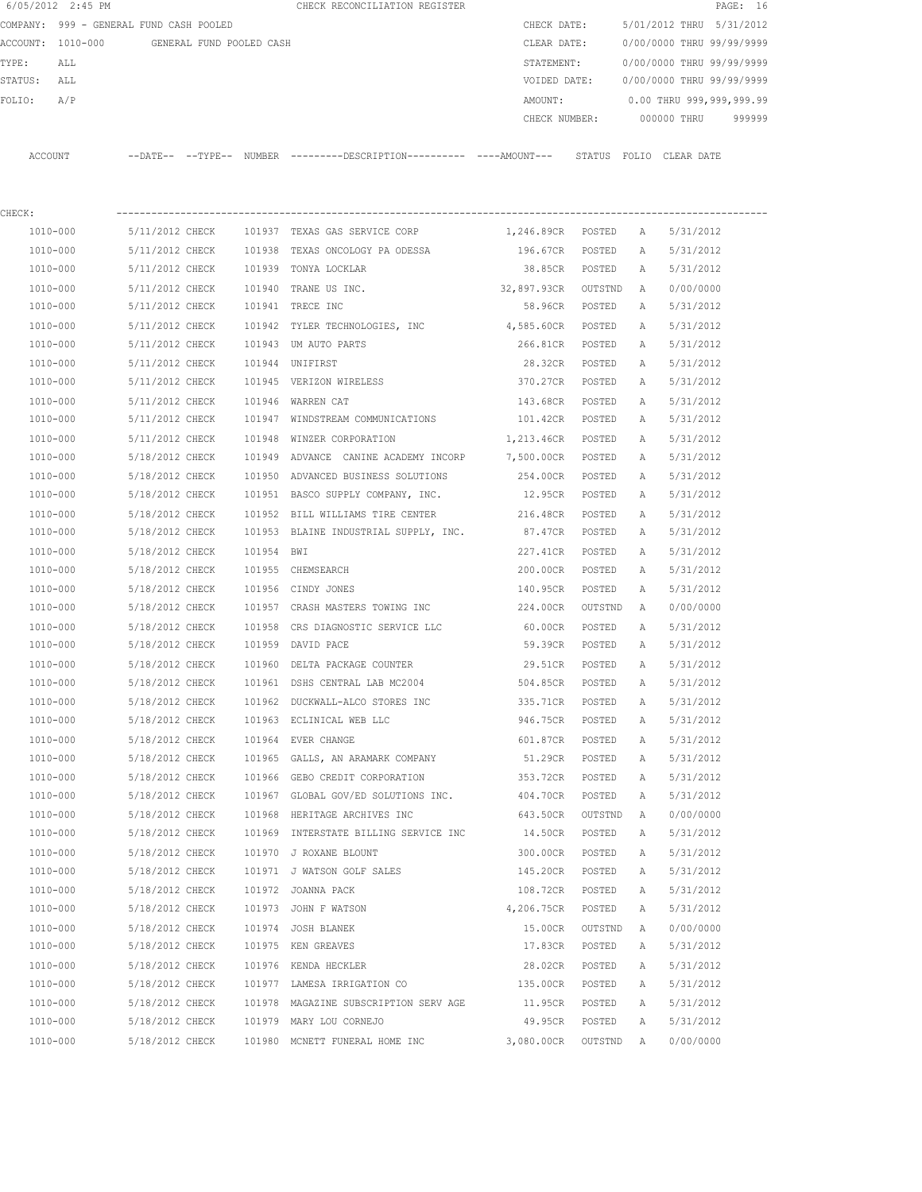6/05/2012 2:45 PM CHECK RECONCILIATION REGISTER

COMPANY: 999 - GENERAL FUND CASH POOLED
ACCOUNT: 1010-000 GENERAL FUND POOLED CASH
TYPE: ALL
STATUS: ALL
FOLIO: A/P

CHECK DATE: 5/01/2012 THRU 5/31/2012
CLEAR DATE: 0/00/0000 THRU 99/99/9999
STATEMENT: 0/00/0000 THRU 99/99/9999
VOIDED DATE: 0/00/0000 THRU 99/99/9999
AMOUNT: 0.00 THRU 999,999,999.99
CHECK NUMBER: 000000 THRU 999999

CHECK:

| ACCOUNT | --DATE-- | --TYPE-- | NUMBER | ---------DESCRIPTION---------- | ----AMOUNT--- | STATUS | FOLIO | CLEAR DATE |
|---|---|---|---|---|---|---|---|---|
| 1010-000 | 5/11/2012 | CHECK | 101937 | TEXAS GAS SERVICE CORP | 1,246.89CR | POSTED | A | 5/31/2012 |
| 1010-000 | 5/11/2012 | CHECK | 101938 | TEXAS ONCOLOGY PA ODESSA | 196.67CR | POSTED | A | 5/31/2012 |
| 1010-000 | 5/11/2012 | CHECK | 101939 | TONYA LOCKLAR | 38.85CR | POSTED | A | 5/31/2012 |
| 1010-000 | 5/11/2012 | CHECK | 101940 | TRANE US INC. | 32,897.93CR | OUTSTND | A | 0/00/0000 |
| 1010-000 | 5/11/2012 | CHECK | 101941 | TRECE INC | 58.96CR | POSTED | A | 5/31/2012 |
| 1010-000 | 5/11/2012 | CHECK | 101942 | TYLER TECHNOLOGIES, INC | 4,585.60CR | POSTED | A | 5/31/2012 |
| 1010-000 | 5/11/2012 | CHECK | 101943 | UM AUTO PARTS | 266.81CR | POSTED | A | 5/31/2012 |
| 1010-000 | 5/11/2012 | CHECK | 101944 | UNIFIRST | 28.32CR | POSTED | A | 5/31/2012 |
| 1010-000 | 5/11/2012 | CHECK | 101945 | VERIZON WIRELESS | 370.27CR | POSTED | A | 5/31/2012 |
| 1010-000 | 5/11/2012 | CHECK | 101946 | WARREN CAT | 143.68CR | POSTED | A | 5/31/2012 |
| 1010-000 | 5/11/2012 | CHECK | 101947 | WINDSTREAM COMMUNICATIONS | 101.42CR | POSTED | A | 5/31/2012 |
| 1010-000 | 5/11/2012 | CHECK | 101948 | WINZER CORPORATION | 1,213.46CR | POSTED | A | 5/31/2012 |
| 1010-000 | 5/18/2012 | CHECK | 101949 | ADVANCE CANINE ACADEMY INCORP | 7,500.00CR | POSTED | A | 5/31/2012 |
| 1010-000 | 5/18/2012 | CHECK | 101950 | ADVANCED BUSINESS SOLUTIONS | 254.00CR | POSTED | A | 5/31/2012 |
| 1010-000 | 5/18/2012 | CHECK | 101951 | BASCO SUPPLY COMPANY, INC. | 12.95CR | POSTED | A | 5/31/2012 |
| 1010-000 | 5/18/2012 | CHECK | 101952 | BILL WILLIAMS TIRE CENTER | 216.48CR | POSTED | A | 5/31/2012 |
| 1010-000 | 5/18/2012 | CHECK | 101953 | BLAINE INDUSTRIAL SUPPLY, INC. | 87.47CR | POSTED | A | 5/31/2012 |
| 1010-000 | 5/18/2012 | CHECK | 101954 | BWI | 227.41CR | POSTED | A | 5/31/2012 |
| 1010-000 | 5/18/2012 | CHECK | 101955 | CHEMSEARCH | 200.00CR | POSTED | A | 5/31/2012 |
| 1010-000 | 5/18/2012 | CHECK | 101956 | CINDY JONES | 140.95CR | POSTED | A | 5/31/2012 |
| 1010-000 | 5/18/2012 | CHECK | 101957 | CRASH MASTERS TOWING INC | 224.00CR | OUTSTND | A | 0/00/0000 |
| 1010-000 | 5/18/2012 | CHECK | 101958 | CRS DIAGNOSTIC SERVICE LLC | 60.00CR | POSTED | A | 5/31/2012 |
| 1010-000 | 5/18/2012 | CHECK | 101959 | DAVID PACE | 59.39CR | POSTED | A | 5/31/2012 |
| 1010-000 | 5/18/2012 | CHECK | 101960 | DELTA PACKAGE COUNTER | 29.51CR | POSTED | A | 5/31/2012 |
| 1010-000 | 5/18/2012 | CHECK | 101961 | DSHS CENTRAL LAB MC2004 | 504.85CR | POSTED | A | 5/31/2012 |
| 1010-000 | 5/18/2012 | CHECK | 101962 | DUCKWALL-ALCO STORES INC | 335.71CR | POSTED | A | 5/31/2012 |
| 1010-000 | 5/18/2012 | CHECK | 101963 | ECLINICAL WEB LLC | 946.75CR | POSTED | A | 5/31/2012 |
| 1010-000 | 5/18/2012 | CHECK | 101964 | EVER CHANGE | 601.87CR | POSTED | A | 5/31/2012 |
| 1010-000 | 5/18/2012 | CHECK | 101965 | GALLS, AN ARAMARK COMPANY | 51.29CR | POSTED | A | 5/31/2012 |
| 1010-000 | 5/18/2012 | CHECK | 101966 | GEBO CREDIT CORPORATION | 353.72CR | POSTED | A | 5/31/2012 |
| 1010-000 | 5/18/2012 | CHECK | 101967 | GLOBAL GOV/ED SOLUTIONS INC. | 404.70CR | POSTED | A | 5/31/2012 |
| 1010-000 | 5/18/2012 | CHECK | 101968 | HERITAGE ARCHIVES INC | 643.50CR | OUTSTND | A | 0/00/0000 |
| 1010-000 | 5/18/2012 | CHECK | 101969 | INTERSTATE BILLING SERVICE INC | 14.50CR | POSTED | A | 5/31/2012 |
| 1010-000 | 5/18/2012 | CHECK | 101970 | J ROXANE BLOUNT | 300.00CR | POSTED | A | 5/31/2012 |
| 1010-000 | 5/18/2012 | CHECK | 101971 | J WATSON GOLF SALES | 145.20CR | POSTED | A | 5/31/2012 |
| 1010-000 | 5/18/2012 | CHECK | 101972 | JOANNA PACK | 108.72CR | POSTED | A | 5/31/2012 |
| 1010-000 | 5/18/2012 | CHECK | 101973 | JOHN F WATSON | 4,206.75CR | POSTED | A | 5/31/2012 |
| 1010-000 | 5/18/2012 | CHECK | 101974 | JOSH BLANEK | 15.00CR | OUTSTND | A | 0/00/0000 |
| 1010-000 | 5/18/2012 | CHECK | 101975 | KEN GREAVES | 17.83CR | POSTED | A | 5/31/2012 |
| 1010-000 | 5/18/2012 | CHECK | 101976 | KENDA HECKLER | 28.02CR | POSTED | A | 5/31/2012 |
| 1010-000 | 5/18/2012 | CHECK | 101977 | LAMESA IRRIGATION CO | 135.00CR | POSTED | A | 5/31/2012 |
| 1010-000 | 5/18/2012 | CHECK | 101978 | MAGAZINE SUBSCRIPTION SERV AGE | 11.95CR | POSTED | A | 5/31/2012 |
| 1010-000 | 5/18/2012 | CHECK | 101979 | MARY LOU CORNEJO | 49.95CR | POSTED | A | 5/31/2012 |
| 1010-000 | 5/18/2012 | CHECK | 101980 | MCNETT FUNERAL HOME INC | 3,080.00CR | OUTSTND | A | 0/00/0000 |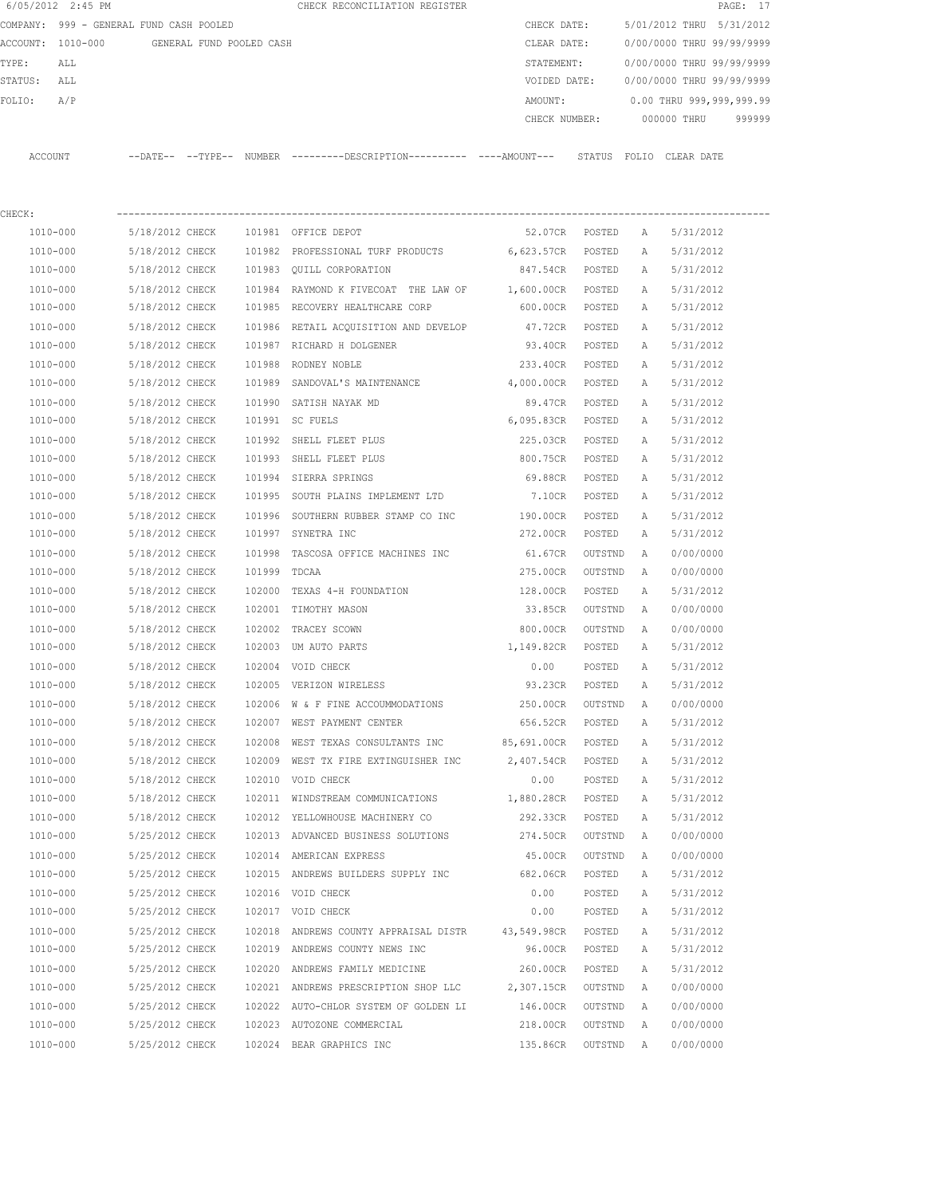6/05/2012 2:45 PM CHECK RECONCILIATION REGISTER

COMPANY: 999 - GENERAL FUND CASH POOLED | CHECK DATE: 5/01/2012 THRU 5/31/2012
ACCOUNT: 1010-000 GENERAL FUND POOLED CASH | CLEAR DATE: 0/00/0000 THRU 99/99/9999
TYPE: ALL | STATEMENT: 0/00/0000 THRU 99/99/9999
STATUS: ALL | VOIDED DATE: 0/00/0000 THRU 99/99/9999
FOLIO: A/P | AMOUNT: 0.00 THRU 999,999,999.99
CHECK NUMBER: 000000 THRU 999999

CHECK:

| ACCOUNT | --DATE-- | --TYPE-- | NUMBER | ---------DESCRIPTION---------- | ----AMOUNT--- | STATUS | FOLIO | CLEAR DATE |
|---|---|---|---|---|---|---|---|---|
| 1010-000 | 5/18/2012 | CHECK | 101981 | OFFICE DEPOT | 52.07CR | POSTED | A | 5/31/2012 |
| 1010-000 | 5/18/2012 | CHECK | 101982 | PROFESSIONAL TURF PRODUCTS | 6,623.57CR | POSTED | A | 5/31/2012 |
| 1010-000 | 5/18/2012 | CHECK | 101983 | QUILL CORPORATION | 847.54CR | POSTED | A | 5/31/2012 |
| 1010-000 | 5/18/2012 | CHECK | 101984 | RAYMOND K FIVECOAT THE LAW OF | 1,600.00CR | POSTED | A | 5/31/2012 |
| 1010-000 | 5/18/2012 | CHECK | 101985 | RECOVERY HEALTHCARE CORP | 600.00CR | POSTED | A | 5/31/2012 |
| 1010-000 | 5/18/2012 | CHECK | 101986 | RETAIL ACQUISITION AND DEVELOP | 47.72CR | POSTED | A | 5/31/2012 |
| 1010-000 | 5/18/2012 | CHECK | 101987 | RICHARD H DOLGENER | 93.40CR | POSTED | A | 5/31/2012 |
| 1010-000 | 5/18/2012 | CHECK | 101988 | RODNEY NOBLE | 233.40CR | POSTED | A | 5/31/2012 |
| 1010-000 | 5/18/2012 | CHECK | 101989 | SANDOVAL'S MAINTENANCE | 4,000.00CR | POSTED | A | 5/31/2012 |
| 1010-000 | 5/18/2012 | CHECK | 101990 | SATISH NAYAK MD | 89.47CR | POSTED | A | 5/31/2012 |
| 1010-000 | 5/18/2012 | CHECK | 101991 | SC FUELS | 6,095.83CR | POSTED | A | 5/31/2012 |
| 1010-000 | 5/18/2012 | CHECK | 101992 | SHELL FLEET PLUS | 225.03CR | POSTED | A | 5/31/2012 |
| 1010-000 | 5/18/2012 | CHECK | 101993 | SHELL FLEET PLUS | 800.75CR | POSTED | A | 5/31/2012 |
| 1010-000 | 5/18/2012 | CHECK | 101994 | SIERRA SPRINGS | 69.88CR | POSTED | A | 5/31/2012 |
| 1010-000 | 5/18/2012 | CHECK | 101995 | SOUTH PLAINS IMPLEMENT LTD | 7.10CR | POSTED | A | 5/31/2012 |
| 1010-000 | 5/18/2012 | CHECK | 101996 | SOUTHERN RUBBER STAMP CO INC | 190.00CR | POSTED | A | 5/31/2012 |
| 1010-000 | 5/18/2012 | CHECK | 101997 | SYNETRA INC | 272.00CR | POSTED | A | 5/31/2012 |
| 1010-000 | 5/18/2012 | CHECK | 101998 | TASCOSA OFFICE MACHINES INC | 61.67CR | OUTSTND | A | 0/00/0000 |
| 1010-000 | 5/18/2012 | CHECK | 101999 | TDCAA | 275.00CR | OUTSTND | A | 0/00/0000 |
| 1010-000 | 5/18/2012 | CHECK | 102000 | TEXAS 4-H FOUNDATION | 128.00CR | POSTED | A | 5/31/2012 |
| 1010-000 | 5/18/2012 | CHECK | 102001 | TIMOTHY MASON | 33.85CR | OUTSTND | A | 0/00/0000 |
| 1010-000 | 5/18/2012 | CHECK | 102002 | TRACEY SCOWN | 800.00CR | OUTSTND | A | 0/00/0000 |
| 1010-000 | 5/18/2012 | CHECK | 102003 | UM AUTO PARTS | 1,149.82CR | POSTED | A | 5/31/2012 |
| 1010-000 | 5/18/2012 | CHECK | 102004 | VOID CHECK | 0.00 | POSTED | A | 5/31/2012 |
| 1010-000 | 5/18/2012 | CHECK | 102005 | VERIZON WIRELESS | 93.23CR | POSTED | A | 5/31/2012 |
| 1010-000 | 5/18/2012 | CHECK | 102006 | W & F FINE ACCOUMMODATIONS | 250.00CR | OUTSTND | A | 0/00/0000 |
| 1010-000 | 5/18/2012 | CHECK | 102007 | WEST PAYMENT CENTER | 656.52CR | POSTED | A | 5/31/2012 |
| 1010-000 | 5/18/2012 | CHECK | 102008 | WEST TEXAS CONSULTANTS INC | 85,691.00CR | POSTED | A | 5/31/2012 |
| 1010-000 | 5/18/2012 | CHECK | 102009 | WEST TX FIRE EXTINGUISHER INC | 2,407.54CR | POSTED | A | 5/31/2012 |
| 1010-000 | 5/18/2012 | CHECK | 102010 | VOID CHECK | 0.00 | POSTED | A | 5/31/2012 |
| 1010-000 | 5/18/2012 | CHECK | 102011 | WINDSTREAM COMMUNICATIONS | 1,880.28CR | POSTED | A | 5/31/2012 |
| 1010-000 | 5/18/2012 | CHECK | 102012 | YELLOWHOUSE MACHINERY CO | 292.33CR | POSTED | A | 5/31/2012 |
| 1010-000 | 5/25/2012 | CHECK | 102013 | ADVANCED BUSINESS SOLUTIONS | 274.50CR | OUTSTND | A | 0/00/0000 |
| 1010-000 | 5/25/2012 | CHECK | 102014 | AMERICAN EXPRESS | 45.00CR | OUTSTND | A | 0/00/0000 |
| 1010-000 | 5/25/2012 | CHECK | 102015 | ANDREWS BUILDERS SUPPLY INC | 682.06CR | POSTED | A | 5/31/2012 |
| 1010-000 | 5/25/2012 | CHECK | 102016 | VOID CHECK | 0.00 | POSTED | A | 5/31/2012 |
| 1010-000 | 5/25/2012 | CHECK | 102017 | VOID CHECK | 0.00 | POSTED | A | 5/31/2012 |
| 1010-000 | 5/25/2012 | CHECK | 102018 | ANDREWS COUNTY APPRAISAL DISTR | 43,549.98CR | POSTED | A | 5/31/2012 |
| 1010-000 | 5/25/2012 | CHECK | 102019 | ANDREWS COUNTY NEWS INC | 96.00CR | POSTED | A | 5/31/2012 |
| 1010-000 | 5/25/2012 | CHECK | 102020 | ANDREWS FAMILY MEDICINE | 260.00CR | POSTED | A | 5/31/2012 |
| 1010-000 | 5/25/2012 | CHECK | 102021 | ANDREWS PRESCRIPTION SHOP LLC | 2,307.15CR | OUTSTND | A | 0/00/0000 |
| 1010-000 | 5/25/2012 | CHECK | 102022 | AUTO-CHLOR SYSTEM OF GOLDEN LI | 146.00CR | OUTSTND | A | 0/00/0000 |
| 1010-000 | 5/25/2012 | CHECK | 102023 | AUTOZONE COMMERCIAL | 218.00CR | OUTSTND | A | 0/00/0000 |
| 1010-000 | 5/25/2012 | CHECK | 102024 | BEAR GRAPHICS INC | 135.86CR | OUTSTND | A | 0/00/0000 |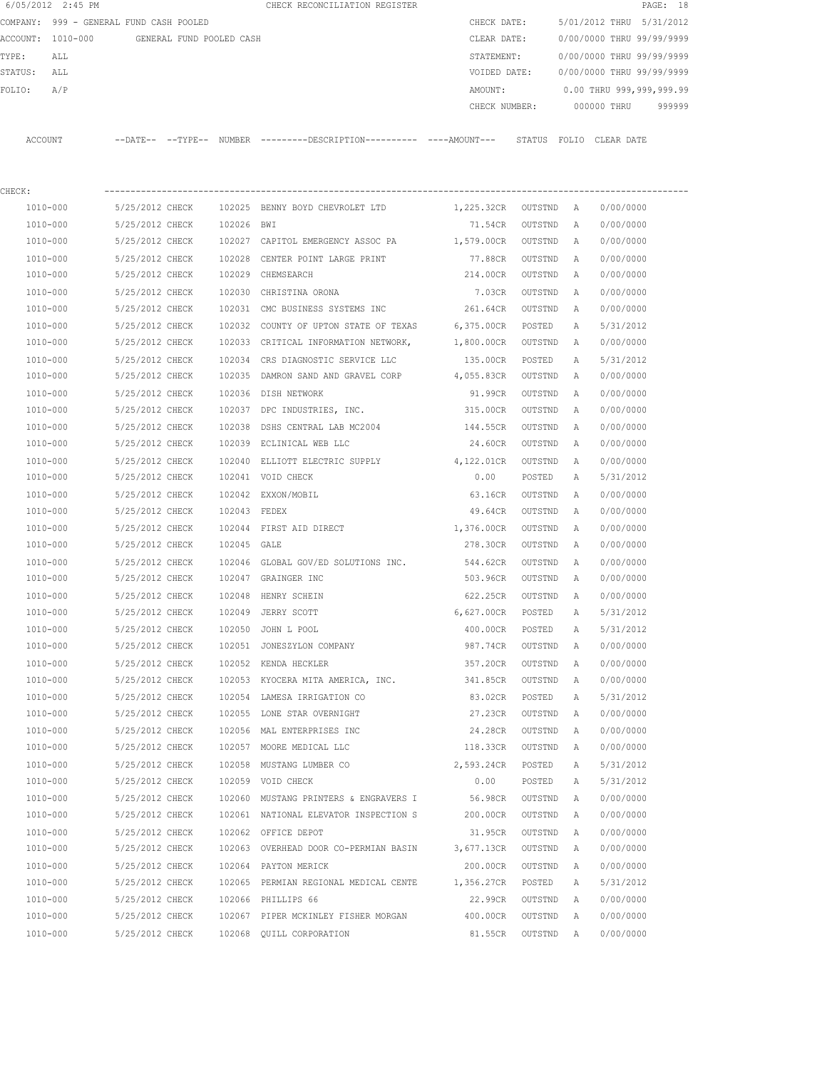6/05/2012 2:45 PM CHECK RECONCILIATION REGISTER

COMPANY: 999 - GENERAL FUND CASH POOLED  CHECK DATE: 5/01/2012 THRU 5/31/2012
ACCOUNT: 1010-000 GENERAL FUND POOLED CASH  CLEAR DATE: 0/00/0000 THRU 99/99/9999
TYPE: ALL  STATEMENT: 0/00/0000 THRU 99/99/9999
STATUS: ALL  VOIDED DATE: 0/00/0000 THRU 99/99/9999
FOLIO: A/P  AMOUNT: 0.00 THRU 999,999,999.99
CHECK NUMBER: 000000 THRU 999999

CHECK:

| ACCOUNT | --DATE-- | --TYPE-- | NUMBER | ---------DESCRIPTION---------- | ----AMOUNT--- | STATUS | FOLIO | CLEAR DATE |
|---|---|---|---|---|---|---|---|---|
| 1010-000 | 5/25/2012 | CHECK | 102025 | BENNY BOYD CHEVROLET LTD | 1,225.32CR | OUTSTND | A | 0/00/0000 |
| 1010-000 | 5/25/2012 | CHECK | 102026 | BWI | 71.54CR | OUTSTND | A | 0/00/0000 |
| 1010-000 | 5/25/2012 | CHECK | 102027 | CAPITOL EMERGENCY ASSOC PA | 1,579.00CR | OUTSTND | A | 0/00/0000 |
| 1010-000 | 5/25/2012 | CHECK | 102028 | CENTER POINT LARGE PRINT | 77.88CR | OUTSTND | A | 0/00/0000 |
| 1010-000 | 5/25/2012 | CHECK | 102029 | CHEMSEARCH | 214.00CR | OUTSTND | A | 0/00/0000 |
| 1010-000 | 5/25/2012 | CHECK | 102030 | CHRISTINA ORONA | 7.03CR | OUTSTND | A | 0/00/0000 |
| 1010-000 | 5/25/2012 | CHECK | 102031 | CMC BUSINESS SYSTEMS INC | 261.64CR | OUTSTND | A | 0/00/0000 |
| 1010-000 | 5/25/2012 | CHECK | 102032 | COUNTY OF UPTON STATE OF TEXAS | 6,375.00CR | POSTED | A | 5/31/2012 |
| 1010-000 | 5/25/2012 | CHECK | 102033 | CRITICAL INFORMATION NETWORK, | 1,800.00CR | OUTSTND | A | 0/00/0000 |
| 1010-000 | 5/25/2012 | CHECK | 102034 | CRS DIAGNOSTIC SERVICE LLC | 135.00CR | POSTED | A | 5/31/2012 |
| 1010-000 | 5/25/2012 | CHECK | 102035 | DAMRON SAND AND GRAVEL CORP | 4,055.83CR | OUTSTND | A | 0/00/0000 |
| 1010-000 | 5/25/2012 | CHECK | 102036 | DISH NETWORK | 91.99CR | OUTSTND | A | 0/00/0000 |
| 1010-000 | 5/25/2012 | CHECK | 102037 | DPC INDUSTRIES, INC. | 315.00CR | OUTSTND | A | 0/00/0000 |
| 1010-000 | 5/25/2012 | CHECK | 102038 | DSHS CENTRAL LAB MC2004 | 144.55CR | OUTSTND | A | 0/00/0000 |
| 1010-000 | 5/25/2012 | CHECK | 102039 | ECLINICAL WEB LLC | 24.60CR | OUTSTND | A | 0/00/0000 |
| 1010-000 | 5/25/2012 | CHECK | 102040 | ELLIOTT ELECTRIC SUPPLY | 4,122.01CR | OUTSTND | A | 0/00/0000 |
| 1010-000 | 5/25/2012 | CHECK | 102041 | VOID CHECK | 0.00 | POSTED | A | 5/31/2012 |
| 1010-000 | 5/25/2012 | CHECK | 102042 | EXXON/MOBIL | 63.16CR | OUTSTND | A | 0/00/0000 |
| 1010-000 | 5/25/2012 | CHECK | 102043 | FEDEX | 49.64CR | OUTSTND | A | 0/00/0000 |
| 1010-000 | 5/25/2012 | CHECK | 102044 | FIRST AID DIRECT | 1,376.00CR | OUTSTND | A | 0/00/0000 |
| 1010-000 | 5/25/2012 | CHECK | 102045 | GALE | 278.30CR | OUTSTND | A | 0/00/0000 |
| 1010-000 | 5/25/2012 | CHECK | 102046 | GLOBAL GOV/ED SOLUTIONS INC. | 544.62CR | OUTSTND | A | 0/00/0000 |
| 1010-000 | 5/25/2012 | CHECK | 102047 | GRAINGER INC | 503.96CR | OUTSTND | A | 0/00/0000 |
| 1010-000 | 5/25/2012 | CHECK | 102048 | HENRY SCHEIN | 622.25CR | OUTSTND | A | 0/00/0000 |
| 1010-000 | 5/25/2012 | CHECK | 102049 | JERRY SCOTT | 6,627.00CR | POSTED | A | 5/31/2012 |
| 1010-000 | 5/25/2012 | CHECK | 102050 | JOHN L POOL | 400.00CR | POSTED | A | 5/31/2012 |
| 1010-000 | 5/25/2012 | CHECK | 102051 | JONESZYLON COMPANY | 987.74CR | OUTSTND | A | 0/00/0000 |
| 1010-000 | 5/25/2012 | CHECK | 102052 | KENDA HECKLER | 357.20CR | OUTSTND | A | 0/00/0000 |
| 1010-000 | 5/25/2012 | CHECK | 102053 | KYOCERA MITA AMERICA, INC. | 341.85CR | OUTSTND | A | 0/00/0000 |
| 1010-000 | 5/25/2012 | CHECK | 102054 | LAMESA IRRIGATION CO | 83.02CR | POSTED | A | 5/31/2012 |
| 1010-000 | 5/25/2012 | CHECK | 102055 | LONE STAR OVERNIGHT | 27.23CR | OUTSTND | A | 0/00/0000 |
| 1010-000 | 5/25/2012 | CHECK | 102056 | MAL ENTERPRISES INC | 24.28CR | OUTSTND | A | 0/00/0000 |
| 1010-000 | 5/25/2012 | CHECK | 102057 | MOORE MEDICAL LLC | 118.33CR | OUTSTND | A | 0/00/0000 |
| 1010-000 | 5/25/2012 | CHECK | 102058 | MUSTANG LUMBER CO | 2,593.24CR | POSTED | A | 5/31/2012 |
| 1010-000 | 5/25/2012 | CHECK | 102059 | VOID CHECK | 0.00 | POSTED | A | 5/31/2012 |
| 1010-000 | 5/25/2012 | CHECK | 102060 | MUSTANG PRINTERS & ENGRAVERS I | 56.98CR | OUTSTND | A | 0/00/0000 |
| 1010-000 | 5/25/2012 | CHECK | 102061 | NATIONAL ELEVATOR INSPECTION S | 200.00CR | OUTSTND | A | 0/00/0000 |
| 1010-000 | 5/25/2012 | CHECK | 102062 | OFFICE DEPOT | 31.95CR | OUTSTND | A | 0/00/0000 |
| 1010-000 | 5/25/2012 | CHECK | 102063 | OVERHEAD DOOR CO-PERMIAN BASIN | 3,677.13CR | OUTSTND | A | 0/00/0000 |
| 1010-000 | 5/25/2012 | CHECK | 102064 | PAYTON MERICK | 200.00CR | OUTSTND | A | 0/00/0000 |
| 1010-000 | 5/25/2012 | CHECK | 102065 | PERMIAN REGIONAL MEDICAL CENTE | 1,356.27CR | POSTED | A | 5/31/2012 |
| 1010-000 | 5/25/2012 | CHECK | 102066 | PHILLIPS 66 | 22.99CR | OUTSTND | A | 0/00/0000 |
| 1010-000 | 5/25/2012 | CHECK | 102067 | PIPER MCKINLEY FISHER MORGAN | 400.00CR | OUTSTND | A | 0/00/0000 |
| 1010-000 | 5/25/2012 | CHECK | 102068 | QUILL CORPORATION | 81.55CR | OUTSTND | A | 0/00/0000 |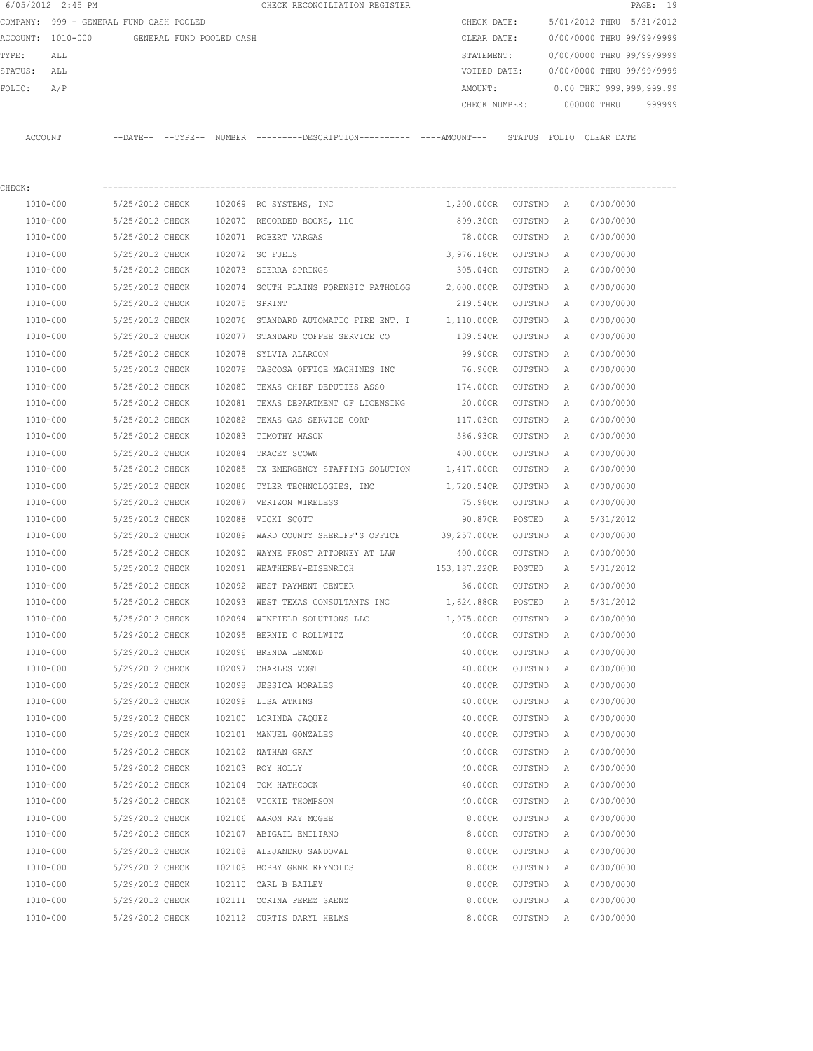CHECK RECONCILIATION REGISTER

COMPANY: 999 - GENERAL FUND CASH POOLED
ACCOUNT: 1010-000 GENERAL FUND POOLED CASH
TYPE: ALL
STATUS: ALL
FOLIO: A/P

CHECK DATE: 5/01/2012 THRU 5/31/2012
CLEAR DATE: 0/00/0000 THRU 99/99/9999
STATEMENT: 0/00/0000 THRU 99/99/9999
VOIDED DATE: 0/00/0000 THRU 99/99/9999
AMOUNT: 0.00 THRU 999,999,999.99
CHECK NUMBER: 000000 THRU 999999

CHECK:

| ACCOUNT | --DATE-- | --TYPE-- | NUMBER | ---------DESCRIPTION---------- | ----AMOUNT--- | STATUS | FOLIO | CLEAR DATE |
|---|---|---|---|---|---|---|---|---|
| 1010-000 | 5/25/2012 | CHECK | 102069 | RC SYSTEMS, INC | 1,200.00CR | OUTSTND | A | 0/00/0000 |
| 1010-000 | 5/25/2012 | CHECK | 102070 | RECORDED BOOKS, LLC | 899.30CR | OUTSTND | A | 0/00/0000 |
| 1010-000 | 5/25/2012 | CHECK | 102071 | ROBERT VARGAS | 78.00CR | OUTSTND | A | 0/00/0000 |
| 1010-000 | 5/25/2012 | CHECK | 102072 | SC FUELS | 3,976.18CR | OUTSTND | A | 0/00/0000 |
| 1010-000 | 5/25/2012 | CHECK | 102073 | SIERRA SPRINGS | 305.04CR | OUTSTND | A | 0/00/0000 |
| 1010-000 | 5/25/2012 | CHECK | 102074 | SOUTH PLAINS FORENSIC PATHOLOG | 2,000.00CR | OUTSTND | A | 0/00/0000 |
| 1010-000 | 5/25/2012 | CHECK | 102075 | SPRINT | 219.54CR | OUTSTND | A | 0/00/0000 |
| 1010-000 | 5/25/2012 | CHECK | 102076 | STANDARD AUTOMATIC FIRE ENT. I | 1,110.00CR | OUTSTND | A | 0/00/0000 |
| 1010-000 | 5/25/2012 | CHECK | 102077 | STANDARD COFFEE SERVICE CO | 139.54CR | OUTSTND | A | 0/00/0000 |
| 1010-000 | 5/25/2012 | CHECK | 102078 | SYLVIA ALARCON | 99.90CR | OUTSTND | A | 0/00/0000 |
| 1010-000 | 5/25/2012 | CHECK | 102079 | TASCOSA OFFICE MACHINES INC | 76.96CR | OUTSTND | A | 0/00/0000 |
| 1010-000 | 5/25/2012 | CHECK | 102080 | TEXAS CHIEF DEPUTIES ASSO | 174.00CR | OUTSTND | A | 0/00/0000 |
| 1010-000 | 5/25/2012 | CHECK | 102081 | TEXAS DEPARTMENT OF LICENSING | 20.00CR | OUTSTND | A | 0/00/0000 |
| 1010-000 | 5/25/2012 | CHECK | 102082 | TEXAS GAS SERVICE CORP | 117.03CR | OUTSTND | A | 0/00/0000 |
| 1010-000 | 5/25/2012 | CHECK | 102083 | TIMOTHY MASON | 586.93CR | OUTSTND | A | 0/00/0000 |
| 1010-000 | 5/25/2012 | CHECK | 102084 | TRACEY SCOWN | 400.00CR | OUTSTND | A | 0/00/0000 |
| 1010-000 | 5/25/2012 | CHECK | 102085 | TX EMERGENCY STAFFING SOLUTION | 1,417.00CR | OUTSTND | A | 0/00/0000 |
| 1010-000 | 5/25/2012 | CHECK | 102086 | TYLER TECHNOLOGIES, INC | 1,720.54CR | OUTSTND | A | 0/00/0000 |
| 1010-000 | 5/25/2012 | CHECK | 102087 | VERIZON WIRELESS | 75.98CR | OUTSTND | A | 0/00/0000 |
| 1010-000 | 5/25/2012 | CHECK | 102088 | VICKI SCOTT | 90.87CR | POSTED | A | 5/31/2012 |
| 1010-000 | 5/25/2012 | CHECK | 102089 | WARD COUNTY SHERIFF'S OFFICE | 39,257.00CR | OUTSTND | A | 0/00/0000 |
| 1010-000 | 5/25/2012 | CHECK | 102090 | WAYNE FROST ATTORNEY AT LAW | 400.00CR | OUTSTND | A | 0/00/0000 |
| 1010-000 | 5/25/2012 | CHECK | 102091 | WEATHERBY-EISENRICH | 153,187.22CR | POSTED | A | 5/31/2012 |
| 1010-000 | 5/25/2012 | CHECK | 102092 | WEST PAYMENT CENTER | 36.00CR | OUTSTND | A | 0/00/0000 |
| 1010-000 | 5/25/2012 | CHECK | 102093 | WEST TEXAS CONSULTANTS INC | 1,624.88CR | POSTED | A | 5/31/2012 |
| 1010-000 | 5/25/2012 | CHECK | 102094 | WINFIELD SOLUTIONS LLC | 1,975.00CR | OUTSTND | A | 0/00/0000 |
| 1010-000 | 5/29/2012 | CHECK | 102095 | BERNIE C ROLLWITZ | 40.00CR | OUTSTND | A | 0/00/0000 |
| 1010-000 | 5/29/2012 | CHECK | 102096 | BRENDA LEMOND | 40.00CR | OUTSTND | A | 0/00/0000 |
| 1010-000 | 5/29/2012 | CHECK | 102097 | CHARLES VOGT | 40.00CR | OUTSTND | A | 0/00/0000 |
| 1010-000 | 5/29/2012 | CHECK | 102098 | JESSICA MORALES | 40.00CR | OUTSTND | A | 0/00/0000 |
| 1010-000 | 5/29/2012 | CHECK | 102099 | LISA ATKINS | 40.00CR | OUTSTND | A | 0/00/0000 |
| 1010-000 | 5/29/2012 | CHECK | 102100 | LORINDA JAQUEZ | 40.00CR | OUTSTND | A | 0/00/0000 |
| 1010-000 | 5/29/2012 | CHECK | 102101 | MANUEL GONZALES | 40.00CR | OUTSTND | A | 0/00/0000 |
| 1010-000 | 5/29/2012 | CHECK | 102102 | NATHAN GRAY | 40.00CR | OUTSTND | A | 0/00/0000 |
| 1010-000 | 5/29/2012 | CHECK | 102103 | ROY HOLLY | 40.00CR | OUTSTND | A | 0/00/0000 |
| 1010-000 | 5/29/2012 | CHECK | 102104 | TOM HATHCOCK | 40.00CR | OUTSTND | A | 0/00/0000 |
| 1010-000 | 5/29/2012 | CHECK | 102105 | VICKIE THOMPSON | 40.00CR | OUTSTND | A | 0/00/0000 |
| 1010-000 | 5/29/2012 | CHECK | 102106 | AARON RAY MCGEE | 8.00CR | OUTSTND | A | 0/00/0000 |
| 1010-000 | 5/29/2012 | CHECK | 102107 | ABIGAIL EMILIANO | 8.00CR | OUTSTND | A | 0/00/0000 |
| 1010-000 | 5/29/2012 | CHECK | 102108 | ALEJANDRO SANDOVAL | 8.00CR | OUTSTND | A | 0/00/0000 |
| 1010-000 | 5/29/2012 | CHECK | 102109 | BOBBY GENE REYNOLDS | 8.00CR | OUTSTND | A | 0/00/0000 |
| 1010-000 | 5/29/2012 | CHECK | 102110 | CARL B BAILEY | 8.00CR | OUTSTND | A | 0/00/0000 |
| 1010-000 | 5/29/2012 | CHECK | 102111 | CORINA PEREZ SAENZ | 8.00CR | OUTSTND | A | 0/00/0000 |
| 1010-000 | 5/29/2012 | CHECK | 102112 | CURTIS DARYL HELMS | 8.00CR | OUTSTND | A | 0/00/0000 |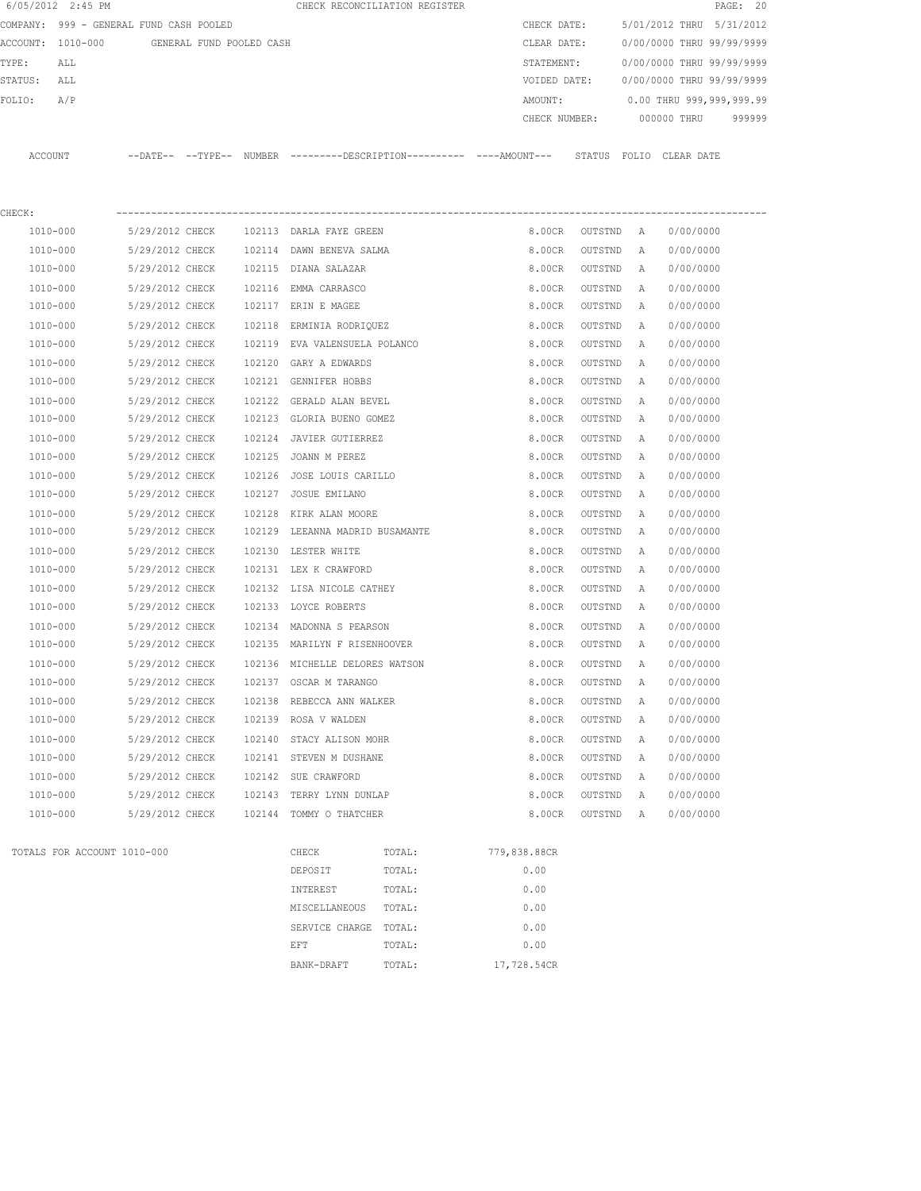CHECK RECONCILIATION REGISTER

6/05/2012 2:45 PM

COMPANY: 999 - GENERAL FUND CASH POOLED
ACCOUNT: 1010-000 GENERAL FUND POOLED CASH
TYPE: ALL
STATUS: ALL
FOLIO: A/P

CHECK DATE: 5/01/2012 THRU 5/31/2012
CLEAR DATE: 0/00/0000 THRU 99/99/9999
STATEMENT: 0/00/0000 THRU 99/99/9999
VOIDED DATE: 0/00/0000 THRU 99/99/9999
AMOUNT: 0.00 THRU 999,999,999.99
CHECK NUMBER: 000000 THRU 999999

CHECK:

| ACCOUNT | DATE | TYPE | NUMBER | DESCRIPTION | AMOUNT | STATUS | FOLIO | CLEAR DATE |
|---|---|---|---|---|---|---|---|---|
| 1010-000 | 5/29/2012 | CHECK | 102113 | DARLA FAYE GREEN | 8.00CR | OUTSTND | A | 0/00/0000 |
| 1010-000 | 5/29/2012 | CHECK | 102114 | DAWN BENEVA SALMA | 8.00CR | OUTSTND | A | 0/00/0000 |
| 1010-000 | 5/29/2012 | CHECK | 102115 | DIANA SALAZAR | 8.00CR | OUTSTND | A | 0/00/0000 |
| 1010-000 | 5/29/2012 | CHECK | 102116 | EMMA CARRASCO | 8.00CR | OUTSTND | A | 0/00/0000 |
| 1010-000 | 5/29/2012 | CHECK | 102117 | ERIN E MAGEE | 8.00CR | OUTSTND | A | 0/00/0000 |
| 1010-000 | 5/29/2012 | CHECK | 102118 | ERMINIA RODRIQUEZ | 8.00CR | OUTSTND | A | 0/00/0000 |
| 1010-000 | 5/29/2012 | CHECK | 102119 | EVA VALENSUELA POLANCO | 8.00CR | OUTSTND | A | 0/00/0000 |
| 1010-000 | 5/29/2012 | CHECK | 102120 | GARY A EDWARDS | 8.00CR | OUTSTND | A | 0/00/0000 |
| 1010-000 | 5/29/2012 | CHECK | 102121 | GENNIFER HOBBS | 8.00CR | OUTSTND | A | 0/00/0000 |
| 1010-000 | 5/29/2012 | CHECK | 102122 | GERALD ALAN BEVEL | 8.00CR | OUTSTND | A | 0/00/0000 |
| 1010-000 | 5/29/2012 | CHECK | 102123 | GLORIA BUENO GOMEZ | 8.00CR | OUTSTND | A | 0/00/0000 |
| 1010-000 | 5/29/2012 | CHECK | 102124 | JAVIER GUTIERREZ | 8.00CR | OUTSTND | A | 0/00/0000 |
| 1010-000 | 5/29/2012 | CHECK | 102125 | JOANN M PEREZ | 8.00CR | OUTSTND | A | 0/00/0000 |
| 1010-000 | 5/29/2012 | CHECK | 102126 | JOSE LOUIS CARILLO | 8.00CR | OUTSTND | A | 0/00/0000 |
| 1010-000 | 5/29/2012 | CHECK | 102127 | JOSUE EMILANO | 8.00CR | OUTSTND | A | 0/00/0000 |
| 1010-000 | 5/29/2012 | CHECK | 102128 | KIRK ALAN MOORE | 8.00CR | OUTSTND | A | 0/00/0000 |
| 1010-000 | 5/29/2012 | CHECK | 102129 | LEEANNA MADRID BUSAMANTE | 8.00CR | OUTSTND | A | 0/00/0000 |
| 1010-000 | 5/29/2012 | CHECK | 102130 | LESTER WHITE | 8.00CR | OUTSTND | A | 0/00/0000 |
| 1010-000 | 5/29/2012 | CHECK | 102131 | LEX K CRAWFORD | 8.00CR | OUTSTND | A | 0/00/0000 |
| 1010-000 | 5/29/2012 | CHECK | 102132 | LISA NICOLE CATHEY | 8.00CR | OUTSTND | A | 0/00/0000 |
| 1010-000 | 5/29/2012 | CHECK | 102133 | LOYCE ROBERTS | 8.00CR | OUTSTND | A | 0/00/0000 |
| 1010-000 | 5/29/2012 | CHECK | 102134 | MADONNA S PEARSON | 8.00CR | OUTSTND | A | 0/00/0000 |
| 1010-000 | 5/29/2012 | CHECK | 102135 | MARILYN F RISENHOOVER | 8.00CR | OUTSTND | A | 0/00/0000 |
| 1010-000 | 5/29/2012 | CHECK | 102136 | MICHELLE DELORES WATSON | 8.00CR | OUTSTND | A | 0/00/0000 |
| 1010-000 | 5/29/2012 | CHECK | 102137 | OSCAR M TARANGO | 8.00CR | OUTSTND | A | 0/00/0000 |
| 1010-000 | 5/29/2012 | CHECK | 102138 | REBECCA ANN WALKER | 8.00CR | OUTSTND | A | 0/00/0000 |
| 1010-000 | 5/29/2012 | CHECK | 102139 | ROSA V WALDEN | 8.00CR | OUTSTND | A | 0/00/0000 |
| 1010-000 | 5/29/2012 | CHECK | 102140 | STACY ALISON MOHR | 8.00CR | OUTSTND | A | 0/00/0000 |
| 1010-000 | 5/29/2012 | CHECK | 102141 | STEVEN M DUSHANE | 8.00CR | OUTSTND | A | 0/00/0000 |
| 1010-000 | 5/29/2012 | CHECK | 102142 | SUE CRAWFORD | 8.00CR | OUTSTND | A | 0/00/0000 |
| 1010-000 | 5/29/2012 | CHECK | 102143 | TERRY LYNN DUNLAP | 8.00CR | OUTSTND | A | 0/00/0000 |
| 1010-000 | 5/29/2012 | CHECK | 102144 | TOMMY O THATCHER | 8.00CR | OUTSTND | A | 0/00/0000 |

TOTALS FOR ACCOUNT 1010-000

| TYPE | | AMOUNT |
|---|---|---|
| CHECK | TOTAL: | 779,838.88CR |
| DEPOSIT | TOTAL: | 0.00 |
| INTEREST | TOTAL: | 0.00 |
| MISCELLANEOUS | TOTAL: | 0.00 |
| SERVICE CHARGE | TOTAL: | 0.00 |
| EFT | TOTAL: | 0.00 |
| BANK-DRAFT | TOTAL: | 17,728.54CR |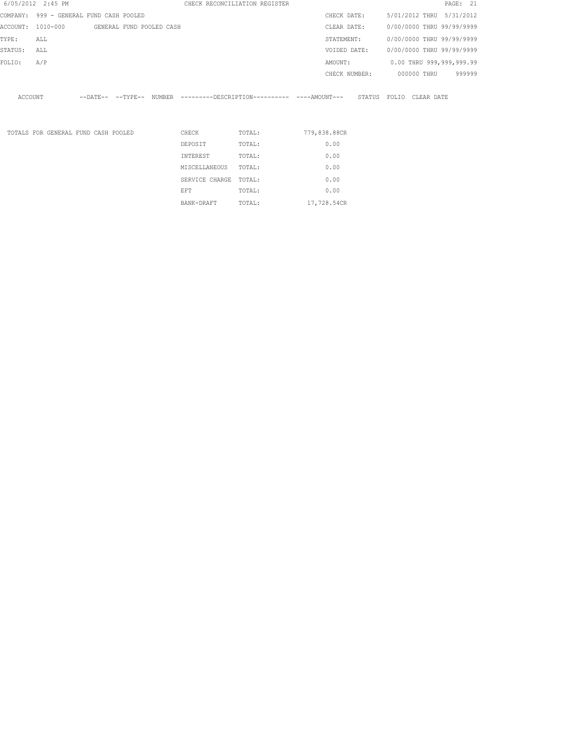6/05/2012 2:45 PM CHECK RECONCILIATION REGISTER PAGE: 21

COMPANY: 999 - GENERAL FUND CASH POOLED

ACCOUNT: 1010-000 GENERAL FUND POOLED CASH

TYPE: ALL

STATUS: ALL

FOLIO: A/P

CHECK DATE: 5/01/2012 THRU 5/31/2012

CLEAR DATE: 0/00/0000 THRU 99/99/9999

STATEMENT: 0/00/0000 THRU 99/99/9999

VOIDED DATE: 0/00/0000 THRU 99/99/9999

AMOUNT: 0.00 THRU 999,999,999.99

CHECK NUMBER: 000000 THRU 999999

| ACCOUNT | --DATE-- | --TYPE-- | NUMBER | ---------DESCRIPTION---------- | ----AMOUNT--- | STATUS | FOLIO | CLEAR DATE |
|---|---|---|---|---|---|---|---|---|

| | | | |
|---|---|---|---|
| TOTALS FOR GENERAL FUND CASH POOLED | CHECK | TOTAL: | 779,838.88CR |
| | DEPOSIT | TOTAL: | 0.00 |
| | INTEREST | TOTAL: | 0.00 |
| | MISCELLANEOUS | TOTAL: | 0.00 |
| | SERVICE CHARGE | TOTAL: | 0.00 |
| | EFT | TOTAL: | 0.00 |
| | BANK-DRAFT | TOTAL: | 17,728.54CR |